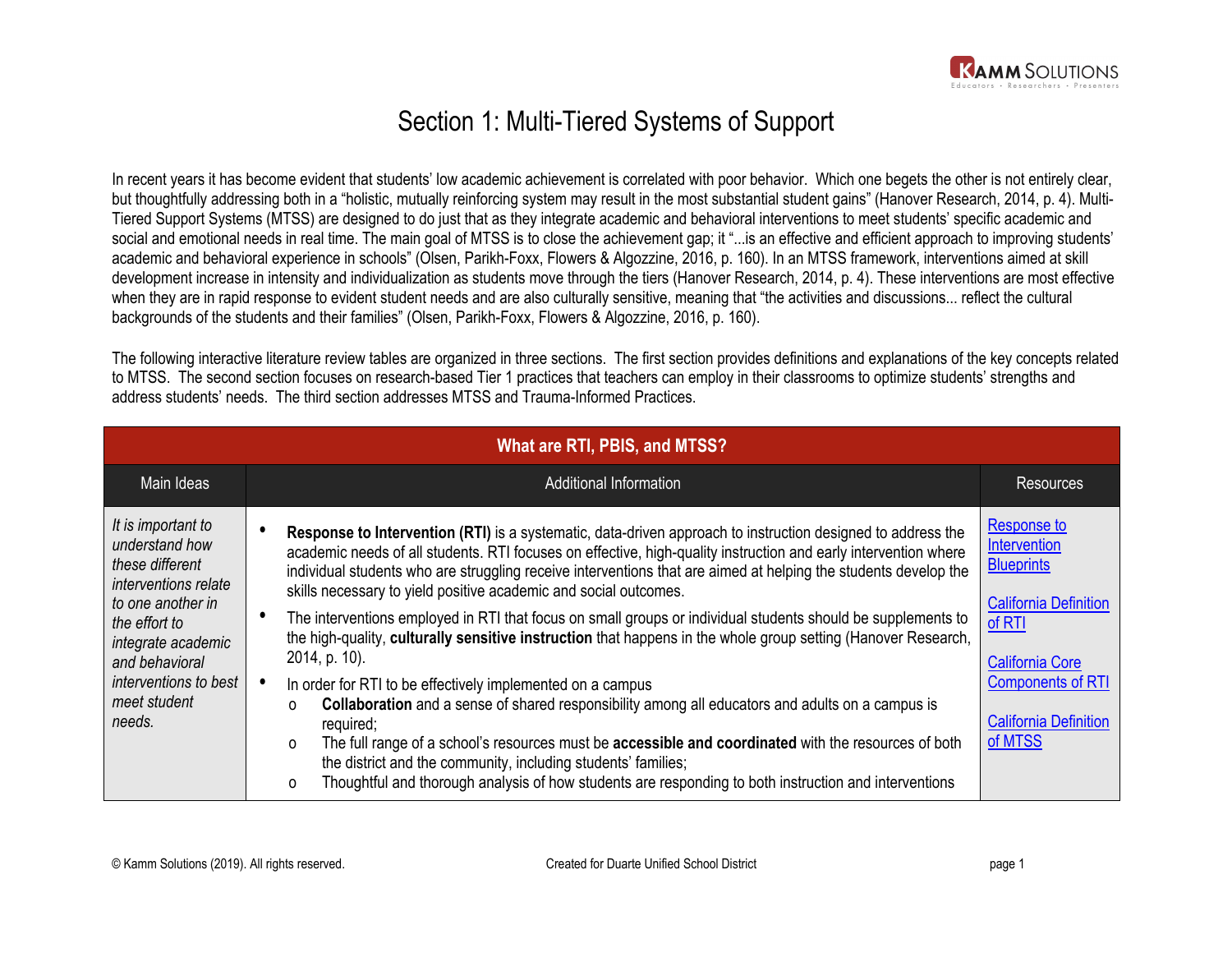# Section 1: Multi-Tiered Systems of Support

In recent years it has become evident that students' low academic achievement is correlated with poor behavior. Which one begets the other is not entirely clear, but thoughtfully addressing both in a "holistic, mutually reinforcing system may result in the most substantial student gains" (Hanover Research, 2014, p. 4). Multi-Tiered Support Systems (MTSS) are designed to do just that as they integrate academic and behavioral interventions to meet students' specific academic and social and emotional needs in real time. The main goal of MTSS is to close the achievement gap; it "...is an effective and efficient approach to improving students' academic and behavioral experience in schools" (Olsen, Parikh-Foxx, Flowers & Algozzine, 2016, p. 160). In an MTSS framework, interventions aimed at skill development increase in intensity and individualization as students move through the tiers (Hanover Research, 2014, p. 4). These interventions are most effective when they are in rapid response to evident student needs and are also culturally sensitive, meaning that "the activities and discussions... reflect the cultural backgrounds of the students and their families" (Olsen, Parikh-Foxx, Flowers & Algozzine, 2016, p. 160).

The following interactive literature review tables are organized in three sections. The first section provides definitions and explanations of the key concepts related to MTSS. The second section focuses on research-based Tier 1 practices that teachers can employ in their classrooms to optimize students' strengths and address students' needs. The third section addresses MTSS and Trauma-Informed Practices.

| What are RTI, PBIS, and MTSS? | | |
|---|---|---|
| Main Ideas | Additional Information | Resources |
| *It is important to understand how these different interventions relate to one another in the effort to integrate academic and behavioral interventions to best meet student needs.* | • **Response to Intervention (RTI)** is a systematic, data-driven approach to instruction designed to address the academic needs of all students. RTI focuses on effective, high-quality instruction and early intervention where individual students who are struggling receive interventions that are aimed at helping the students develop the skills necessary to yield positive academic and social outcomes.<br>• The interventions employed in RTI that focus on small groups or individual students should be supplements to the high-quality, **culturally sensitive instruction** that happens in the whole group setting (Hanover Research, 2014, p. 10).<br>• In order for RTI to be effectively implemented on a campus<br>o **Collaboration** and a sense of shared responsibility among all educators and adults on a campus is required;<br>o The full range of a school's resources must be **accessible and coordinated** with the resources of both the district and the community, including students' families;<br>o Thoughtful and thorough analysis of how students are responding to both instruction and interventions | Response to Intervention Blueprints<br><br>California Definition of RTI<br><br>California Core Components of RTI<br><br>California Definition of MTSS |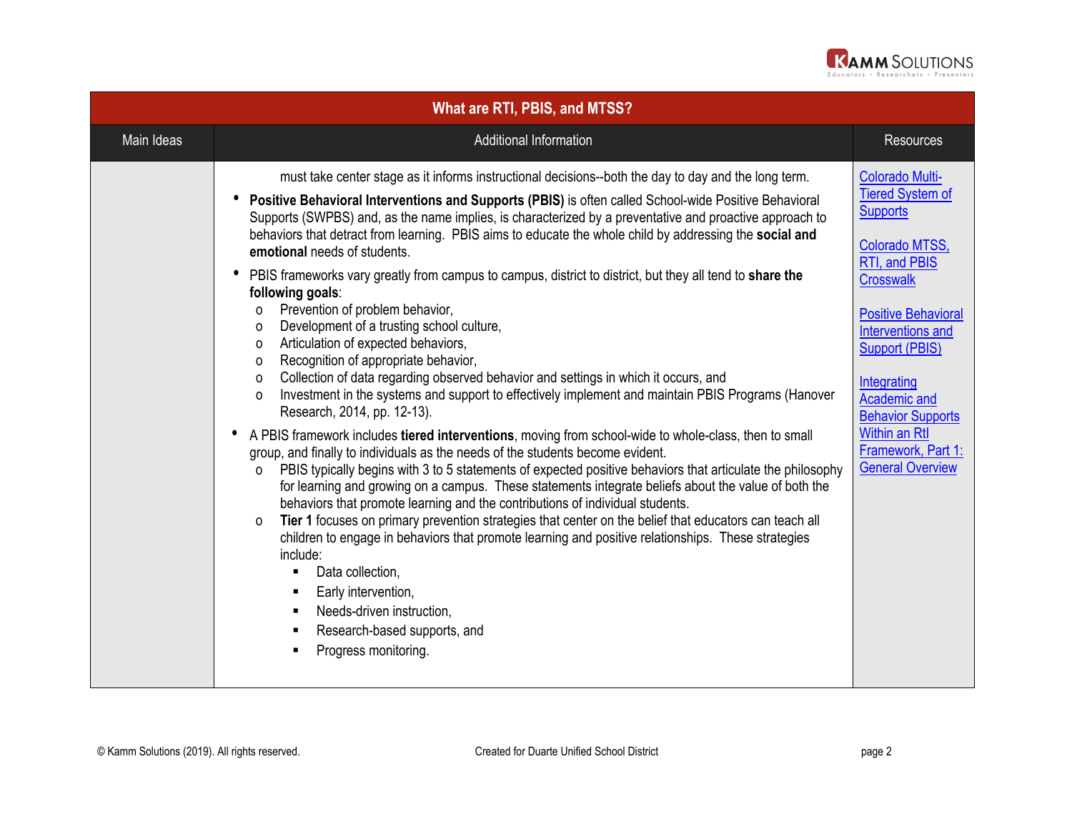| What are RTI, PBIS, and MTSS? | | |
|---|---|---|
| Main Ideas | Additional Information | Resources |
| | must take center stage as it informs instructional decisions--both the day to day and the long term.<br>• **Positive Behavioral Interventions and Supports (PBIS)** is often called School-wide Positive Behavioral Supports (SWPBS) and, as the name implies, is characterized by a preventative and proactive approach to behaviors that detract from learning. PBIS aims to educate the whole child by addressing the **social and emotional** needs of students.<br>• PBIS frameworks vary greatly from campus to campus, district to district, but they all tend to **share the following goals**:<br>&nbsp;&nbsp;o Prevention of problem behavior,<br>&nbsp;&nbsp;o Development of a trusting school culture,<br>&nbsp;&nbsp;o Articulation of expected behaviors,<br>&nbsp;&nbsp;o Recognition of appropriate behavior,<br>&nbsp;&nbsp;o Collection of data regarding observed behavior and settings in which it occurs, and<br>&nbsp;&nbsp;o Investment in the systems and support to effectively implement and maintain PBIS Programs (Hanover Research, 2014, pp. 12-13).<br>• A PBIS framework includes **tiered interventions**, moving from school-wide to whole-class, then to small group, and finally to individuals as the needs of the students become evident.<br>&nbsp;&nbsp;o PBIS typically begins with 3 to 5 statements of expected positive behaviors that articulate the philosophy for learning and growing on a campus. These statements integrate beliefs about the value of both the behaviors that promote learning and the contributions of individual students.<br>&nbsp;&nbsp;o **Tier 1** focuses on primary prevention strategies that center on the belief that educators can teach all children to engage in behaviors that promote learning and positive relationships. These strategies include:<br>&nbsp;&nbsp;&nbsp;&nbsp;▪ Data collection,<br>&nbsp;&nbsp;&nbsp;&nbsp;▪ Early intervention,<br>&nbsp;&nbsp;&nbsp;&nbsp;▪ Needs-driven instruction,<br>&nbsp;&nbsp;&nbsp;&nbsp;▪ Research-based supports, and<br>&nbsp;&nbsp;&nbsp;&nbsp;▪ Progress monitoring. | Colorado Multi-Tiered System of Supports<br><br>Colorado MTSS, RTI, and PBIS Crosswalk<br><br>Positive Behavioral Interventions and Support (PBIS)<br><br>Integrating Academic and Behavior Supports Within an RtI Framework, Part 1: General Overview |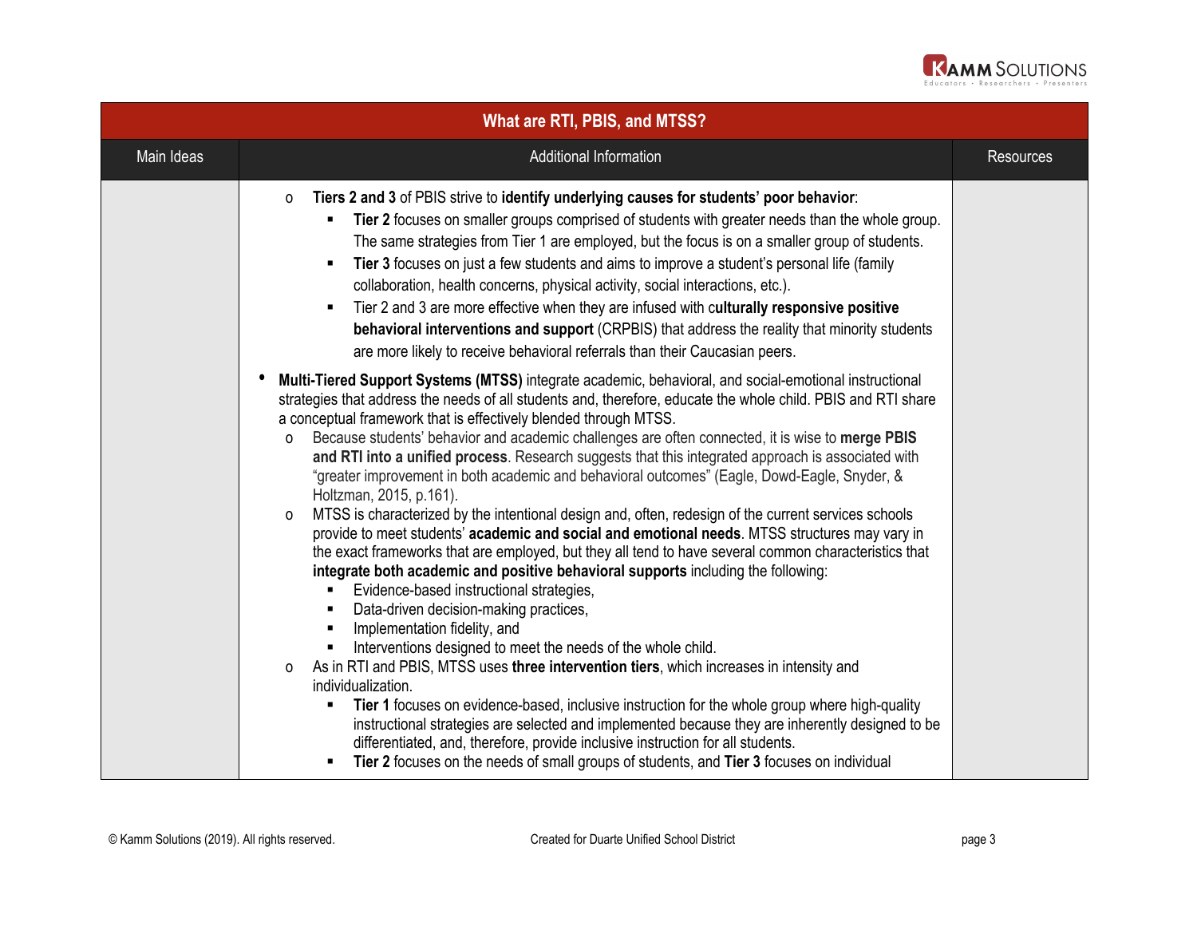## What are RTI, PBIS, and MTSS?

| Main Ideas | Additional Information | Resources |
|---|---|---|
| | | |

- **Tiers 2 and 3** of PBIS strive to **identify underlying causes for students' poor behavior**:
  - **Tier 2** focuses on smaller groups comprised of students with greater needs than the whole group. The same strategies from Tier 1 are employed, but the focus is on a smaller group of students.
  - **Tier 3** focuses on just a few students and aims to improve a student's personal life (family collaboration, health concerns, physical activity, social interactions, etc.).
  - Tier 2 and 3 are more effective when they are infused with c**ulturally responsive positive behavioral interventions and support** (CRPBIS) that address the reality that minority students are more likely to receive behavioral referrals than their Caucasian peers.

- **Multi-Tiered Support Systems (MTSS)** integrate academic, behavioral, and social-emotional instructional strategies that address the needs of all students and, therefore, educate the whole child. PBIS and RTI share a conceptual framework that is effectively blended through MTSS.
  - Because students' behavior and academic challenges are often connected, it is wise to **merge PBIS and RTI into a unified process**. Research suggests that this integrated approach is associated with "greater improvement in both academic and behavioral outcomes" (Eagle, Dowd-Eagle, Snyder, & Holtzman, 2015, p.161).
  - MTSS is characterized by the intentional design and, often, redesign of the current services schools provide to meet students' **academic and social and emotional needs**. MTSS structures may vary in the exact frameworks that are employed, but they all tend to have several common characteristics that **integrate both academic and positive behavioral supports** including the following:
    - Evidence-based instructional strategies,
    - Data-driven decision-making practices,
    - Implementation fidelity, and
    - Interventions designed to meet the needs of the whole child.
  - As in RTI and PBIS, MTSS uses **three intervention tiers**, which increases in intensity and individualization.
    - **Tier 1** focuses on evidence-based, inclusive instruction for the whole group where high-quality instructional strategies are selected and implemented because they are inherently designed to be differentiated, and, therefore, provide inclusive instruction for all students.
    - **Tier 2** focuses on the needs of small groups of students, and **Tier 3** focuses on individual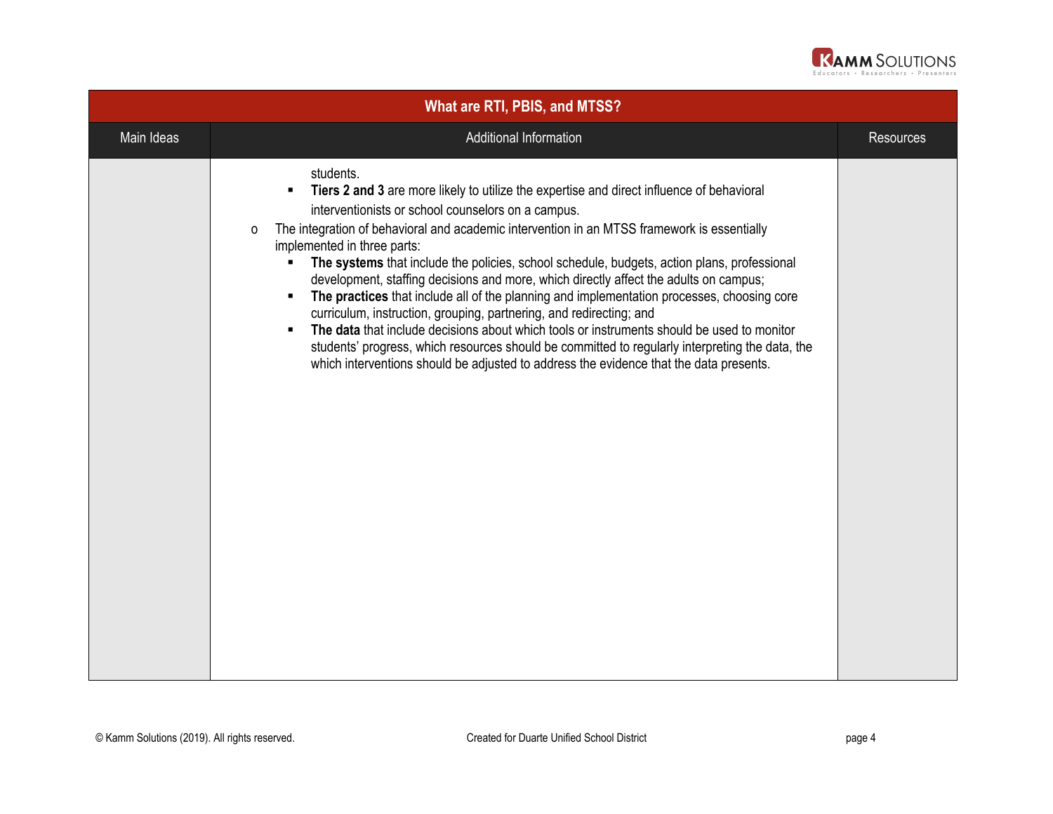## What are RTI, PBIS, and MTSS?

| Main Ideas | Additional Information | Resources |
|---|---|---|
| | students.<br>▪ **Tiers 2 and 3** are more likely to utilize the expertise and direct influence of behavioral interventionists or school counselors on a campus.<br>o The integration of behavioral and academic intervention in an MTSS framework is essentially implemented in three parts:<br>▪ **The systems** that include the policies, school schedule, budgets, action plans, professional development, staffing decisions and more, which directly affect the adults on campus;<br>▪ **The practices** that include all of the planning and implementation processes, choosing core curriculum, instruction, grouping, partnering, and redirecting; and<br>▪ **The data** that include decisions about which tools or instruments should be used to monitor students' progress, which resources should be committed to regularly interpreting the data, the which interventions should be adjusted to address the evidence that the data presents. | |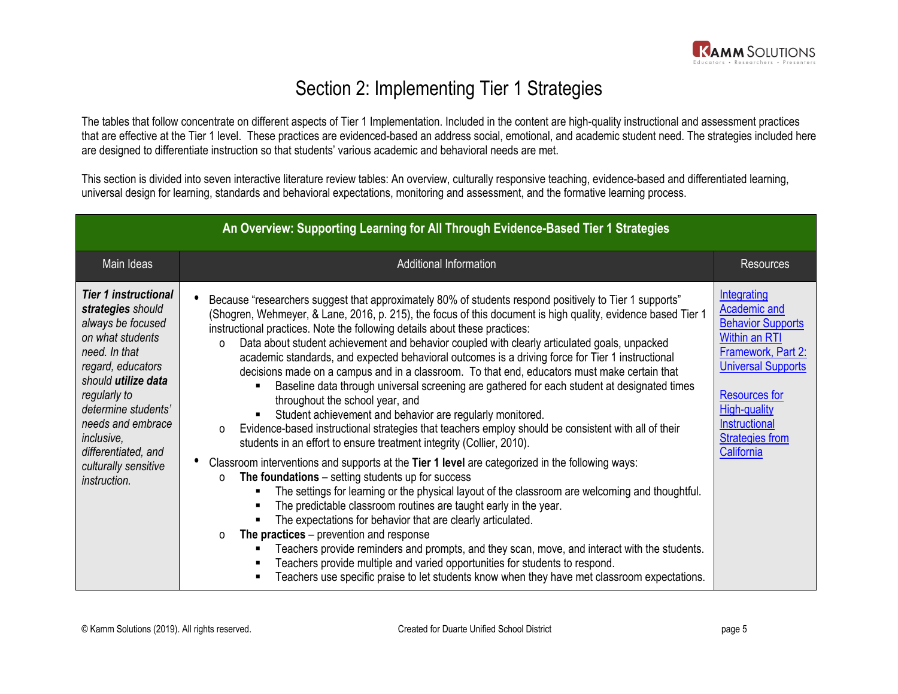# Section 2: Implementing Tier 1 Strategies

The tables that follow concentrate on different aspects of Tier 1 Implementation. Included in the content are high-quality instructional and assessment practices that are effective at the Tier 1 level. These practices are evidenced-based an address social, emotional, and academic student need. The strategies included here are designed to differentiate instruction so that students' various academic and behavioral needs are met.

This section is divided into seven interactive literature review tables: An overview, culturally responsive teaching, evidence-based and differentiated learning, universal design for learning, standards and behavioral expectations, monitoring and assessment, and the formative learning process.

| An Overview: Supporting Learning for All Through Evidence-Based Tier 1 Strategies | | |
|---|---|---|
| Main Ideas | Additional Information | Resources |
| ***Tier 1 instructional strategies** should always be focused on what students need. In that regard, educators should **utilize data** regularly to determine students' needs and embrace inclusive, differentiated, and culturally sensitive instruction.* | • Because "researchers suggest that approximately 80% of students respond positively to Tier 1 supports" (Shogren, Wehmeyer, & Lane, 2016, p. 215), the focus of this document is high quality, evidence based Tier 1 instructional practices. Note the following details about these practices:<br>o Data about student achievement and behavior coupled with clearly articulated goals, unpacked academic standards, and expected behavioral outcomes is a driving force for Tier 1 instructional decisions made on a campus and in a classroom. To that end, educators must make certain that<br>▪ Baseline data through universal screening are gathered for each student at designated times throughout the school year, and<br>▪ Student achievement and behavior are regularly monitored.<br>o Evidence-based instructional strategies that teachers employ should be consistent with all of their students in an effort to ensure treatment integrity (Collier, 2010).<br>• Classroom interventions and supports at the **Tier 1 level** are categorized in the following ways:<br>o **The foundations** – setting students up for success<br>▪ The settings for learning or the physical layout of the classroom are welcoming and thoughtful.<br>▪ The predictable classroom routines are taught early in the year.<br>▪ The expectations for behavior that are clearly articulated.<br>o **The practices** – prevention and response<br>▪ Teachers provide reminders and prompts, and they scan, move, and interact with the students.<br>▪ Teachers provide multiple and varied opportunities for students to respond.<br>▪ Teachers use specific praise to let students know when they have met classroom expectations. | Integrating Academic and Behavior Supports Within an RTI Framework, Part 2: Universal Supports<br><br>Resources for High-quality Instructional Strategies from California |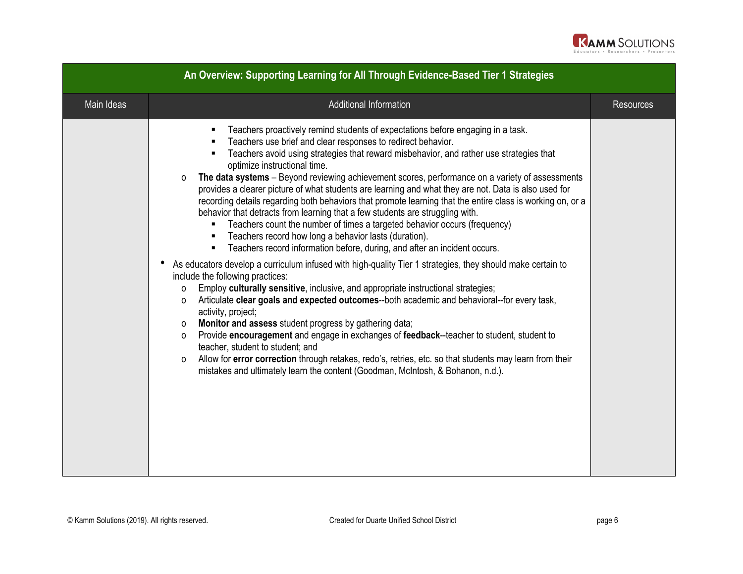## An Overview: Supporting Learning for All Through Evidence-Based Tier 1 Strategies

| Main Ideas | Additional Information | Resources |
|---|---|---|
| | ▪ Teachers proactively remind students of expectations before engaging in a task.<br>▪ Teachers use brief and clear responses to redirect behavior.<br>▪ Teachers avoid using strategies that reward misbehavior, and rather use strategies that optimize instructional time.<br>o **The data systems** – Beyond reviewing achievement scores, performance on a variety of assessments provides a clearer picture of what students are learning and what they are not. Data is also used for recording details regarding both behaviors that promote learning that the entire class is working on, or a behavior that detracts from learning that a few students are struggling with.<br>▪ Teachers count the number of times a targeted behavior occurs (frequency)<br>▪ Teachers record how long a behavior lasts (duration).<br>▪ Teachers record information before, during, and after an incident occurs.<br>• As educators develop a curriculum infused with high-quality Tier 1 strategies, they should make certain to include the following practices:<br>o Employ **culturally sensitive**, inclusive, and appropriate instructional strategies;<br>o Articulate **clear goals and expected outcomes**--both academic and behavioral--for every task, activity, project;<br>o **Monitor and assess** student progress by gathering data;<br>o Provide **encouragement** and engage in exchanges of **feedback**--teacher to student, student to teacher, student to student; and<br>o Allow for **error correction** through retakes, redo's, retries, etc. so that students may learn from their mistakes and ultimately learn the content (Goodman, McIntosh, & Bohanon, n.d.). | |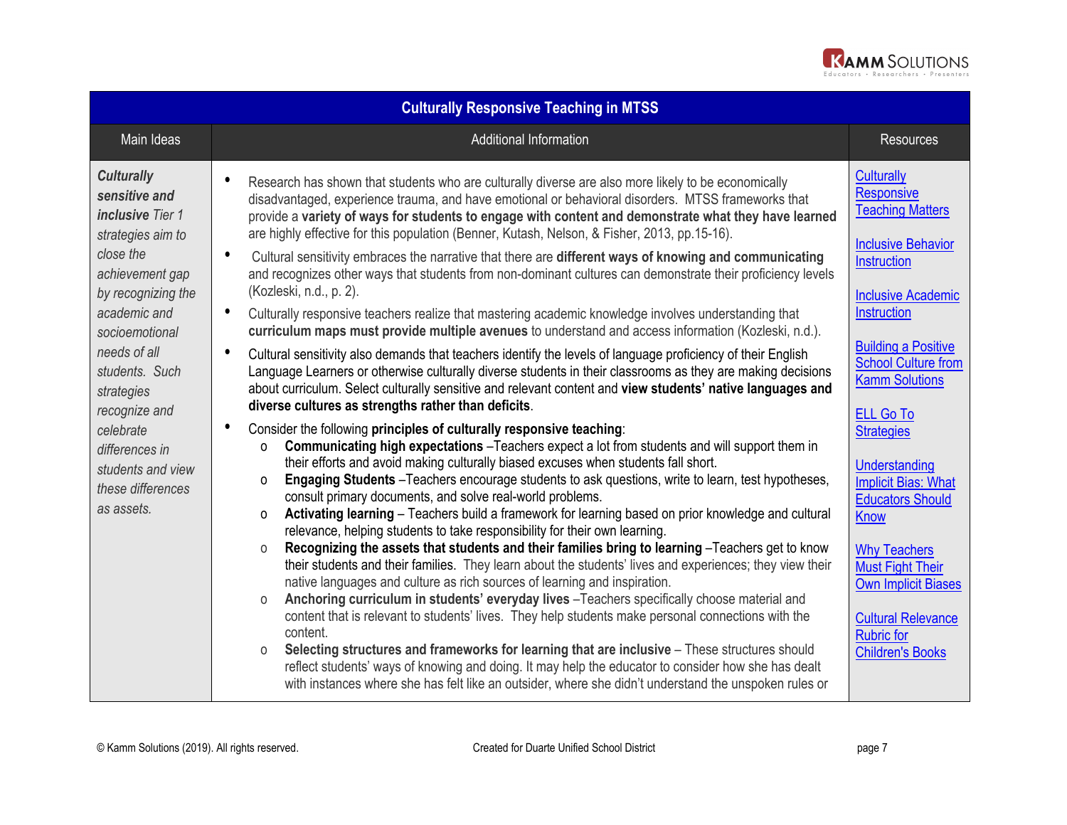| Culturally Responsive Teaching in MTSS | | |
|---|---|---|
| **Main Ideas** | **Additional Information** | **Resources** |
| ***Culturally sensitive and inclusive*** *Tier 1 strategies aim to close the achievement gap by recognizing the academic and socioemotional needs of all students. Such strategies recognize and celebrate differences in students and view these differences as assets.* | • Research has shown that students who are culturally diverse are also more likely to be economically disadvantaged, experience trauma, and have emotional or behavioral disorders. MTSS frameworks that provide a **variety of ways for students to engage with content and demonstrate what they have learned** are highly effective for this population (Benner, Kutash, Nelson, & Fisher, 2013, pp.15-16).<br>• Cultural sensitivity embraces the narrative that there are **different ways of knowing and communicating** and recognizes other ways that students from non-dominant cultures can demonstrate their proficiency levels (Kozleski, n.d., p. 2).<br>• Culturally responsive teachers realize that mastering academic knowledge involves understanding that **curriculum maps must provide multiple avenues** to understand and access information (Kozleski, n.d.).<br>• Cultural sensitivity also demands that teachers identify the levels of language proficiency of their English Language Learners or otherwise culturally diverse students in their classrooms as they are making decisions about curriculum. Select culturally sensitive and relevant content and **view students' native languages and diverse cultures as strengths rather than deficits**.<br>• Consider the following **principles of culturally responsive teaching**:<br>o **Communicating high expectations** –Teachers expect a lot from students and will support them in their efforts and avoid making culturally biased excuses when students fall short.<br>o **Engaging Students** –Teachers encourage students to ask questions, write to learn, test hypotheses, consult primary documents, and solve real-world problems.<br>o **Activating learning** – Teachers build a framework for learning based on prior knowledge and cultural relevance, helping students to take responsibility for their own learning.<br>o **Recognizing the assets that students and their families bring to learning** –Teachers get to know their students and their families. They learn about the students' lives and experiences; they view their native languages and culture as rich sources of learning and inspiration.<br>o **Anchoring curriculum in students' everyday lives** –Teachers specifically choose material and content that is relevant to students' lives. They help students make personal connections with the content.<br>o **Selecting structures and frameworks for learning that are inclusive** – These structures should reflect students' ways of knowing and doing. It may help the educator to consider how she has dealt with instances where she has felt like an outsider, where she didn't understand the unspoken rules or | Culturally Responsive Teaching Matters<br><br>Inclusive Behavior Instruction<br><br>Inclusive Academic Instruction<br><br>Building a Positive School Culture from Kamm Solutions<br><br>ELL Go To Strategies<br><br>Understanding Implicit Bias: What Educators Should Know<br><br>Why Teachers Must Fight Their Own Implicit Biases<br><br>Cultural Relevance Rubric for Children's Books |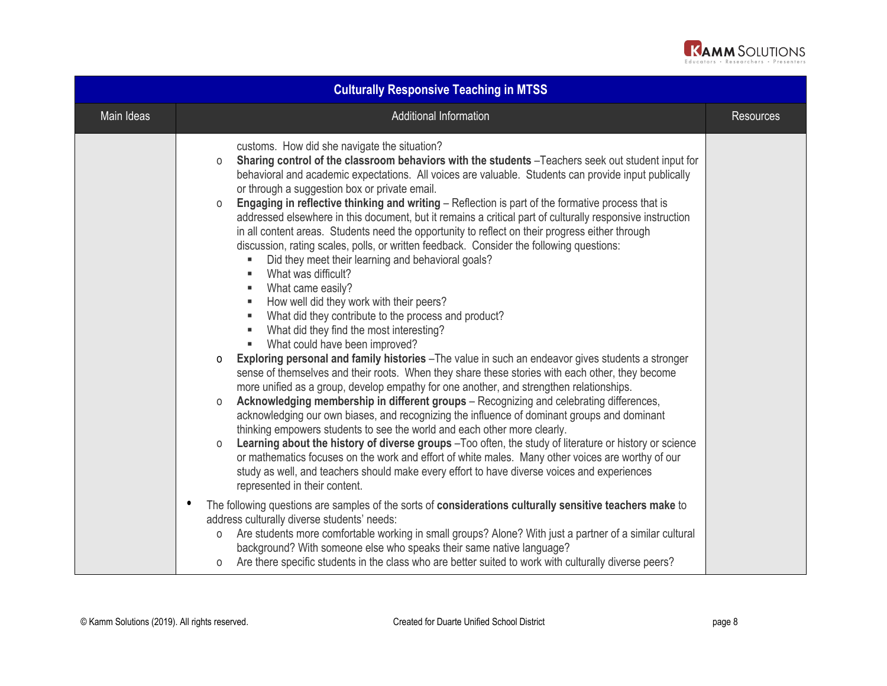| Culturally Responsive Teaching in MTSS | | |
|---|---|---|
| Main Ideas | Additional Information | Resources |
| | customs. How did she navigate the situation?<br>o **Sharing control of the classroom behaviors with the students** –Teachers seek out student input for behavioral and academic expectations. All voices are valuable. Students can provide input publically or through a suggestion box or private email.<br>o **Engaging in reflective thinking and writing** – Reflection is part of the formative process that is addressed elsewhere in this document, but it remains a critical part of culturally responsive instruction in all content areas. Students need the opportunity to reflect on their progress either through discussion, rating scales, polls, or written feedback. Consider the following questions:<br>▪ Did they meet their learning and behavioral goals?<br>▪ What was difficult?<br>▪ What came easily?<br>▪ How well did they work with their peers?<br>▪ What did they contribute to the process and product?<br>▪ What did they find the most interesting?<br>▪ What could have been improved?<br>o **Exploring personal and family histories** –The value in such an endeavor gives students a stronger sense of themselves and their roots. When they share these stories with each other, they become more unified as a group, develop empathy for one another, and strengthen relationships.<br>o **Acknowledging membership in different groups** – Recognizing and celebrating differences, acknowledging our own biases, and recognizing the influence of dominant groups and dominant thinking empowers students to see the world and each other more clearly.<br>o **Learning about the history of diverse groups** –Too often, the study of literature or history or science or mathematics focuses on the work and effort of white males. Many other voices are worthy of our study as well, and teachers should make every effort to have diverse voices and experiences represented in their content.<br>• The following questions are samples of the sorts of **considerations culturally sensitive teachers make** to address culturally diverse students' needs:<br>o Are students more comfortable working in small groups? Alone? With just a partner of a similar cultural background? With someone else who speaks their same native language?<br>o Are there specific students in the class who are better suited to work with culturally diverse peers? | |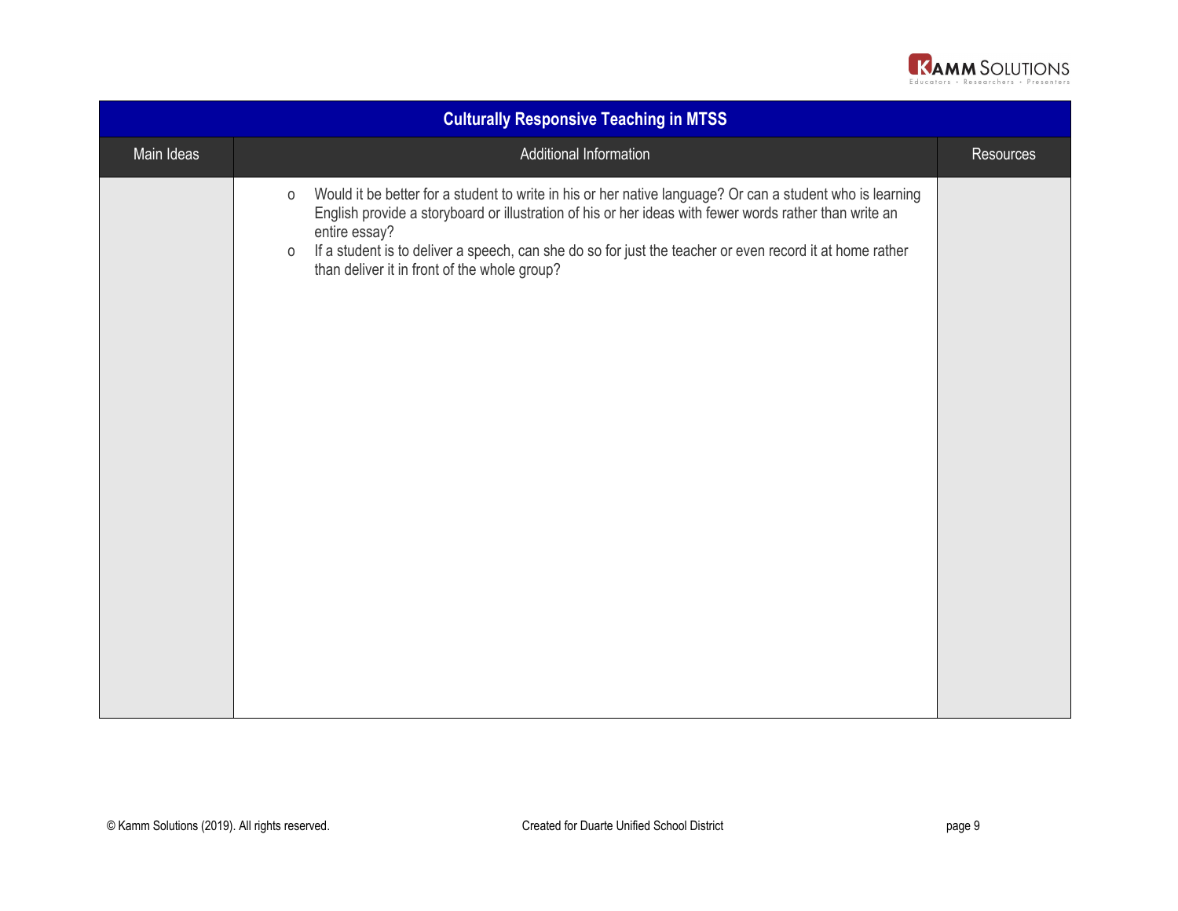| Culturally Responsive Teaching in MTSS | | |
|---|---|---|
| Main Ideas | Additional Information | Resources |
| | o Would it be better for a student to write in his or her native language? Or can a student who is learning English provide a storyboard or illustration of his or her ideas with fewer words rather than write an entire essay?<br>o If a student is to deliver a speech, can she do so for just the teacher or even record it at home rather than deliver it in front of the whole group? | |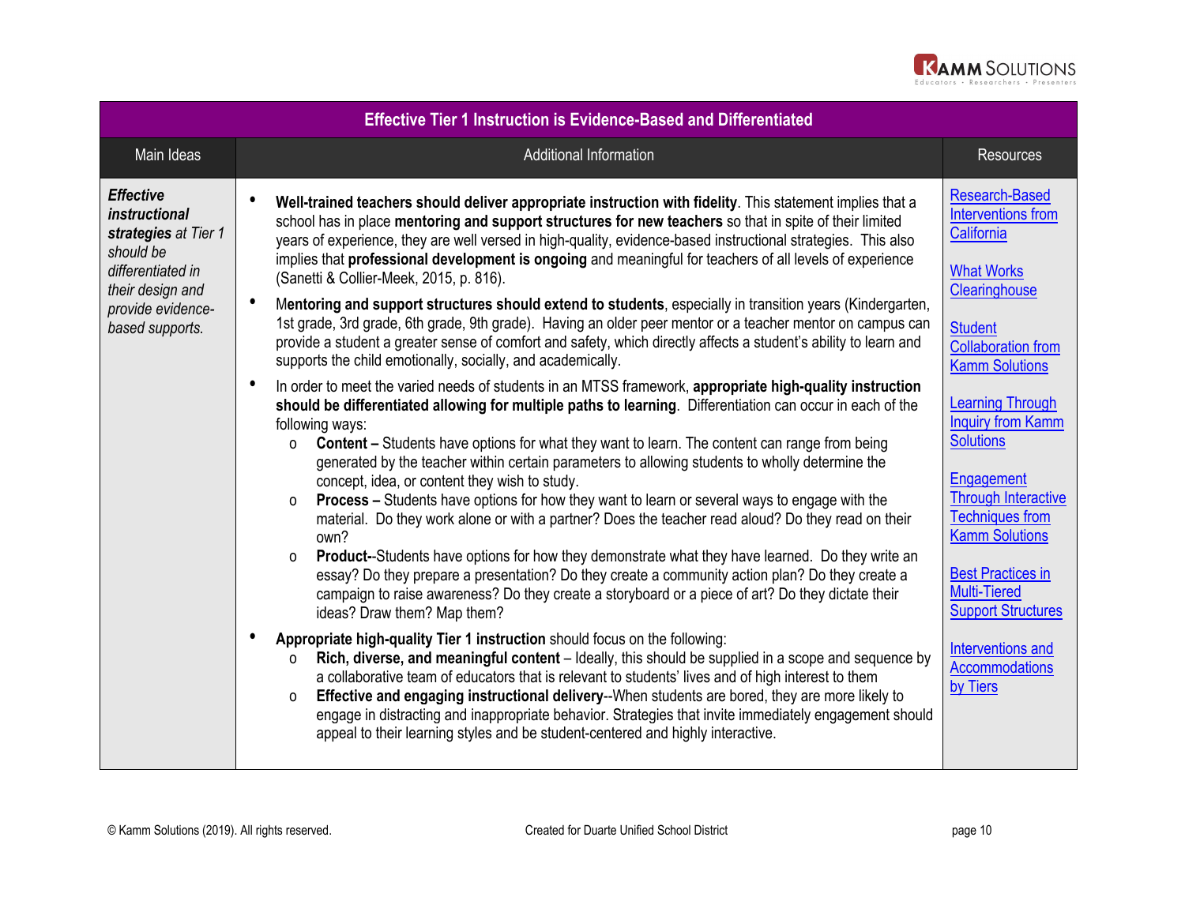| Effective Tier 1 Instruction is Evidence-Based and Differentiated | | |
|---|---|---|
| **Main Ideas** | **Additional Information** | **Resources** |
| ***Effective instructional strategies*** *at Tier 1 should be differentiated in their design and provide evidence-based supports.* | • **Well-trained teachers should deliver appropriate instruction with fidelity**. This statement implies that a school has in place **mentoring and support structures for new teachers** so that in spite of their limited years of experience, they are well versed in high-quality, evidence-based instructional strategies. This also implies that **professional development is ongoing** and meaningful for teachers of all levels of experience (Sanetti & Collier-Meek, 2015, p. 816).<br>• M**entoring and support structures should extend to students**, especially in transition years (Kindergarten, 1st grade, 3rd grade, 6th grade, 9th grade). Having an older peer mentor or a teacher mentor on campus can provide a student a greater sense of comfort and safety, which directly affects a student's ability to learn and supports the child emotionally, socially, and academically.<br>• In order to meet the varied needs of students in an MTSS framework, **appropriate high-quality instruction should be differentiated allowing for multiple paths to learning**. Differentiation can occur in each of the following ways:<br>&nbsp;&nbsp;o **Content –** Students have options for what they want to learn. The content can range from being generated by the teacher within certain parameters to allowing students to wholly determine the concept, idea, or content they wish to study.<br>&nbsp;&nbsp;o **Process –** Students have options for how they want to learn or several ways to engage with the material. Do they work alone or with a partner? Does the teacher read aloud? Do they read on their own?<br>&nbsp;&nbsp;o **Product-**-Students have options for how they demonstrate what they have learned. Do they write an essay? Do they prepare a presentation? Do they create a community action plan? Do they create a campaign to raise awareness? Do they create a storyboard or a piece of art? Do they dictate their ideas? Draw them? Map them?<br>• **Appropriate high-quality Tier 1 instruction** should focus on the following:<br>&nbsp;&nbsp;o **Rich, diverse, and meaningful content** – Ideally, this should be supplied in a scope and sequence by a collaborative team of educators that is relevant to students' lives and of high interest to them<br>&nbsp;&nbsp;o **Effective and engaging instructional delivery**--When students are bored, they are more likely to engage in distracting and inappropriate behavior. Strategies that invite immediately engagement should appeal to their learning styles and be student-centered and highly interactive. | Research-Based Interventions from California<br><br>What Works Clearinghouse<br><br>Student Collaboration from Kamm Solutions<br><br>Learning Through Inquiry from Kamm Solutions<br><br>Engagement Through Interactive Techniques from Kamm Solutions<br><br>Best Practices in Multi-Tiered Support Structures<br><br>Interventions and Accommodations by Tiers |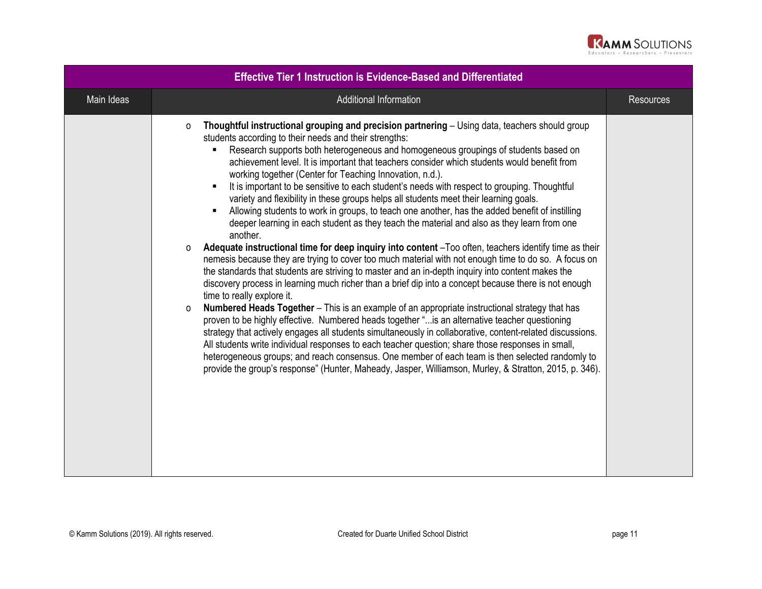| Effective Tier 1 Instruction is Evidence-Based and Differentiated | | |
|---|---|---|
| Main Ideas | Additional Information | Resources |
| | ○ **Thoughtful instructional grouping and precision partnering** – Using data, teachers should group students according to their needs and their strengths:<br>▪ Research supports both heterogeneous and homogeneous groupings of students based on achievement level. It is important that teachers consider which students would benefit from working together (Center for Teaching Innovation, n.d.).<br>▪ It is important to be sensitive to each student's needs with respect to grouping. Thoughtful variety and flexibility in these groups helps all students meet their learning goals.<br>▪ Allowing students to work in groups, to teach one another, has the added benefit of instilling deeper learning in each student as they teach the material and also as they learn from one another.<br>○ **Adequate instructional time for deep inquiry into content** –Too often, teachers identify time as their nemesis because they are trying to cover too much material with not enough time to do so. A focus on the standards that students are striving to master and an in-depth inquiry into content makes the discovery process in learning much richer than a brief dip into a concept because there is not enough time to really explore it.<br>○ **Numbered Heads Together** – This is an example of an appropriate instructional strategy that has proven to be highly effective. Numbered heads together "...is an alternative teacher questioning strategy that actively engages all students simultaneously in collaborative, content-related discussions. All students write individual responses to each teacher question; share those responses in small, heterogeneous groups; and reach consensus. One member of each team is then selected randomly to provide the group's response" (Hunter, Maheady, Jasper, Williamson, Murley, & Stratton, 2015, p. 346). | |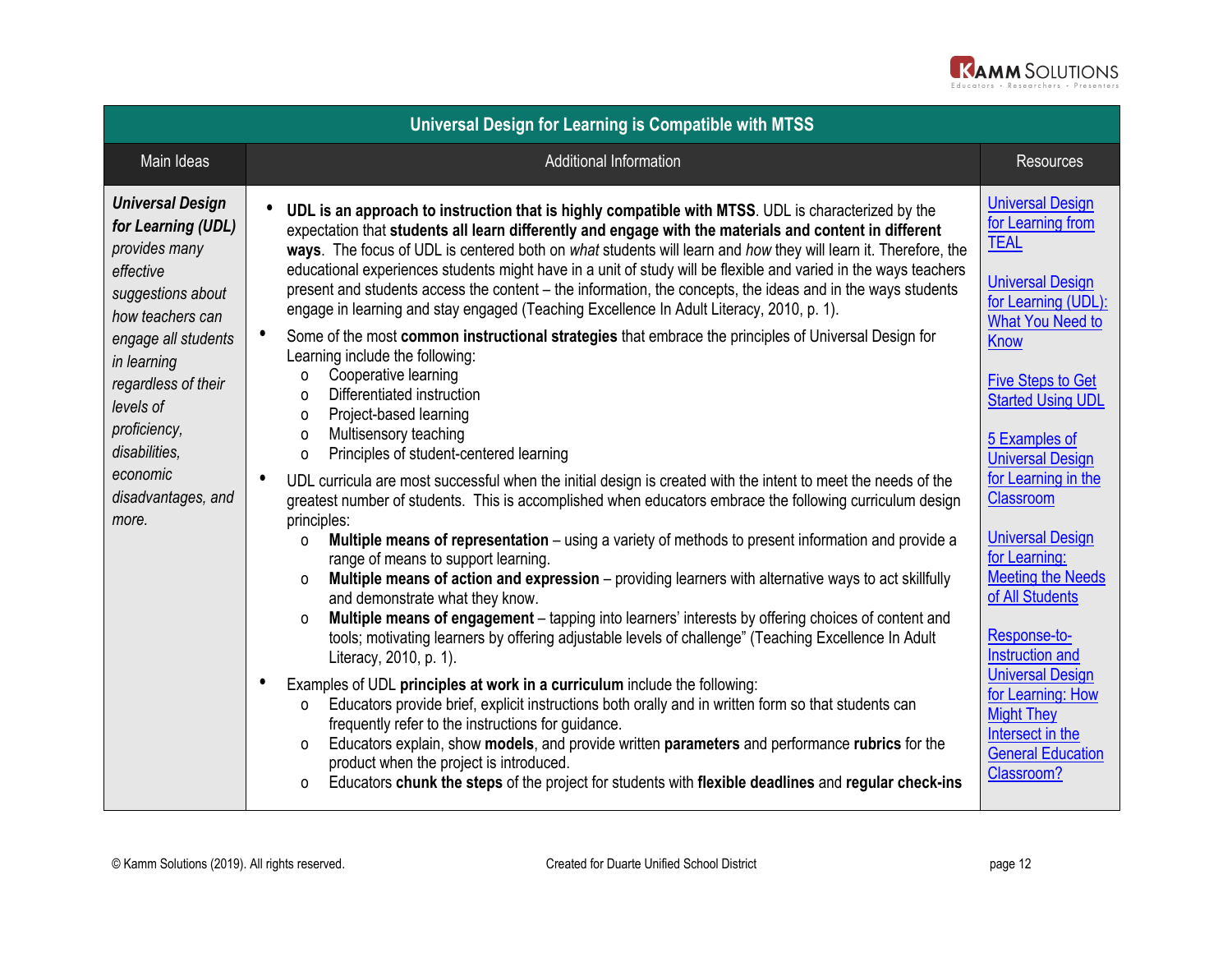| Universal Design for Learning is Compatible with MTSS | | |
|---|---|---|
| **Main Ideas** | **Additional Information** | **Resources** |
| ***Universal Design for Learning (UDL)*** *provides many effective suggestions about how teachers can engage all students in learning regardless of their levels of proficiency, disabilities, economic disadvantages, and more.* | • **UDL is an approach to instruction that is highly compatible with MTSS**. UDL is characterized by the expectation that **students all learn differently and engage with the materials and content in different ways**. The focus of UDL is centered both on *what* students will learn and *how* they will learn it. Therefore, the educational experiences students might have in a unit of study will be flexible and varied in the ways teachers present and students access the content – the information, the concepts, the ideas and in the ways students engage in learning and stay engaged (Teaching Excellence In Adult Literacy, 2010, p. 1).<br>• Some of the most **common instructional strategies** that embrace the principles of Universal Design for Learning include the following:<br>  o Cooperative learning<br>  o Differentiated instruction<br>  o Project-based learning<br>  o Multisensory teaching<br>  o Principles of student-centered learning<br>• UDL curricula are most successful when the initial design is created with the intent to meet the needs of the greatest number of students. This is accomplished when educators embrace the following curriculum design principles:<br>  o **Multiple means of representation** – using a variety of methods to present information and provide a range of means to support learning.<br>  o **Multiple means of action and expression** – providing learners with alternative ways to act skillfully and demonstrate what they know.<br>  o **Multiple means of engagement** – tapping into learners' interests by offering choices of content and tools; motivating learners by offering adjustable levels of challenge" (Teaching Excellence In Adult Literacy, 2010, p. 1).<br>• Examples of UDL **principles at work in a curriculum** include the following:<br>  o Educators provide brief, explicit instructions both orally and in written form so that students can frequently refer to the instructions for guidance.<br>  o Educators explain, show **models**, and provide written **parameters** and performance **rubrics** for the product when the project is introduced.<br>  o Educators **chunk the steps** of the project for students with **flexible deadlines** and **regular check-ins** | Universal Design for Learning from TEAL<br><br>Universal Design for Learning (UDL): What You Need to Know<br><br>Five Steps to Get Started Using UDL<br><br>5 Examples of Universal Design for Learning in the Classroom<br><br>Universal Design for Learning: Meeting the Needs of All Students<br><br>Response-to-Instruction and Universal Design for Learning: How Might They Intersect in the General Education Classroom? |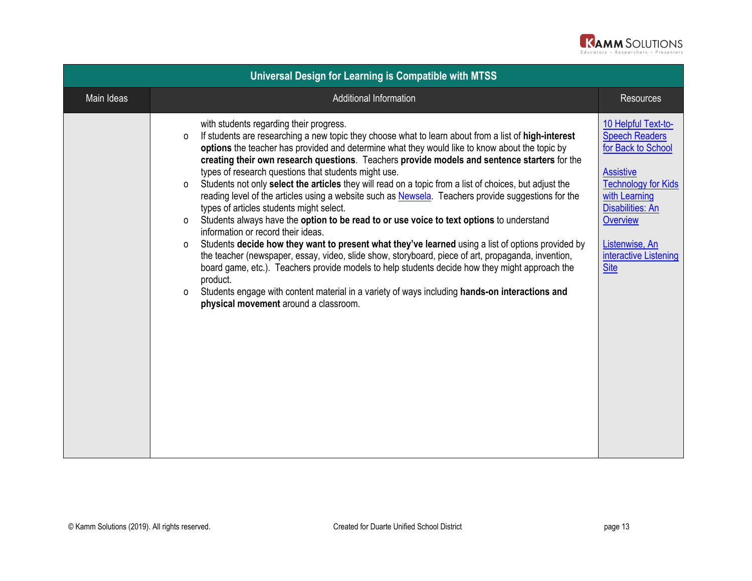| Universal Design for Learning is Compatible with MTSS | | |
|---|---|---|
| Main Ideas | Additional Information | Resources |
| | with students regarding their progress.<br>o If students are researching a new topic they choose what to learn about from a list of **high-interest options** the teacher has provided and determine what they would like to know about the topic by **creating their own research questions**. Teachers **provide models and sentence starters** for the types of research questions that students might use.<br>o Students not only **select the articles** they will read on a topic from a list of choices, but adjust the reading level of the articles using a website such as Newsela. Teachers provide suggestions for the types of articles students might select.<br>o Students always have the **option to be read to or use voice to text options** to understand information or record their ideas.<br>o Students **decide how they want to present what they've learned** using a list of options provided by the teacher (newspaper, essay, video, slide show, storyboard, piece of art, propaganda, invention, board game, etc.). Teachers provide models to help students decide how they might approach the product.<br>o Students engage with content material in a variety of ways including **hands-on interactions and physical movement** around a classroom. | 10 Helpful Text-to-Speech Readers for Back to School<br><br>Assistive Technology for Kids with Learning Disabilities: An Overview<br><br>Listenwise, An interactive Listening Site |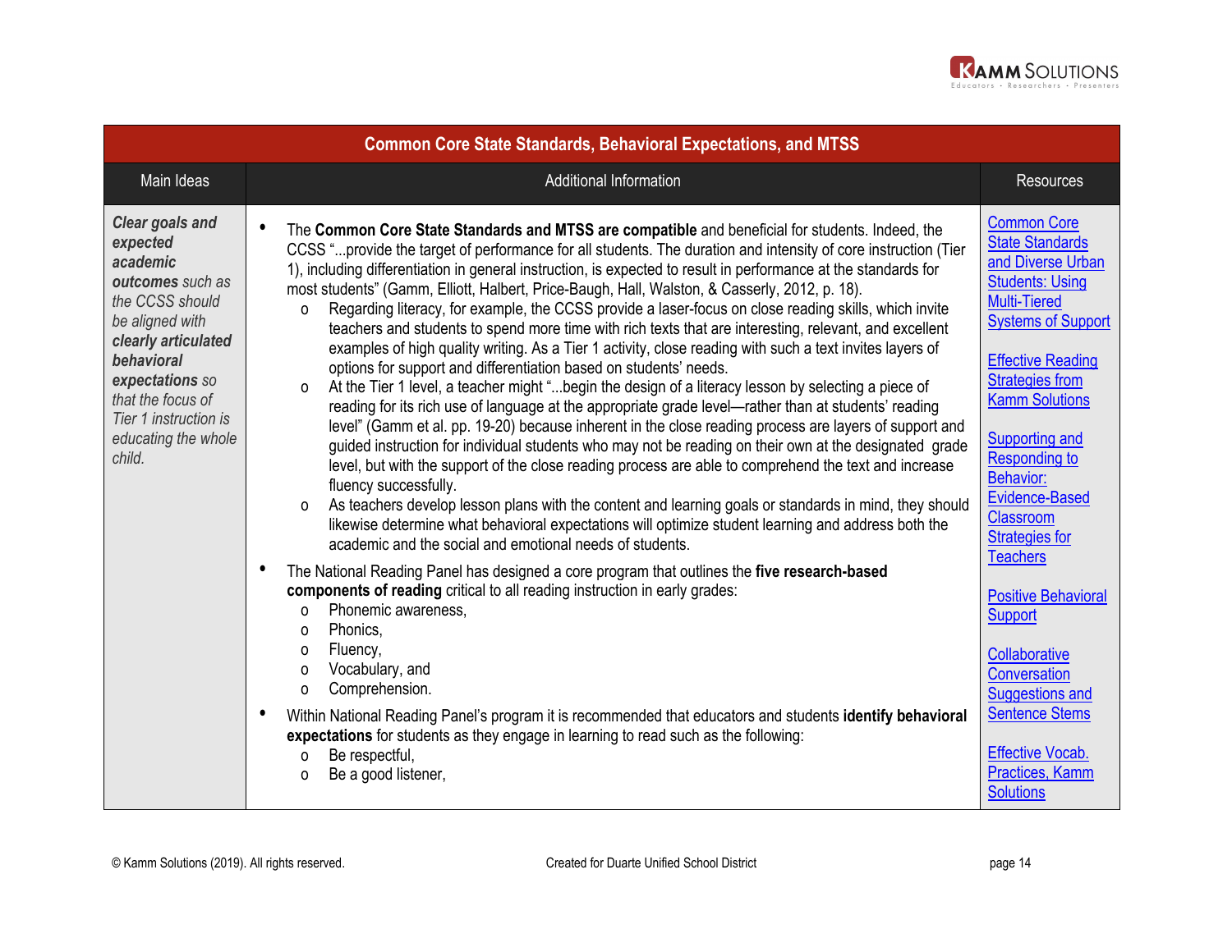| Common Core State Standards, Behavioral Expectations, and MTSS | | |
|---|---|---|
| **Main Ideas** | **Additional Information** | **Resources** |
| ***Clear goals and expected academic outcomes*** *such as the CCSS should be aligned with* ***clearly articulated behavioral expectations*** *so that the focus of Tier 1 instruction is educating the whole child.* | • The **Common Core State Standards and MTSS are compatible** and beneficial for students. Indeed, the CCSS "...provide the target of performance for all students. The duration and intensity of core instruction (Tier 1), including differentiation in general instruction, is expected to result in performance at the standards for most students" (Gamm, Elliott, Halbert, Price-Baugh, Hall, Walston, & Casserly, 2012, p. 18).<br>o Regarding literacy, for example, the CCSS provide a laser-focus on close reading skills, which invite teachers and students to spend more time with rich texts that are interesting, relevant, and excellent examples of high quality writing. As a Tier 1 activity, close reading with such a text invites layers of options for support and differentiation based on students' needs.<br>o At the Tier 1 level, a teacher might "...begin the design of a literacy lesson by selecting a piece of reading for its rich use of language at the appropriate grade level—rather than at students' reading level" (Gamm et al. pp. 19-20) because inherent in the close reading process are layers of support and guided instruction for individual students who may not be reading on their own at the designated grade level, but with the support of the close reading process are able to comprehend the text and increase fluency successfully.<br>o As teachers develop lesson plans with the content and learning goals or standards in mind, they should likewise determine what behavioral expectations will optimize student learning and address both the academic and the social and emotional needs of students.<br>• The National Reading Panel has designed a core program that outlines the **five research-based components of reading** critical to all reading instruction in early grades:<br>o Phonemic awareness,<br>o Phonics,<br>o Fluency,<br>o Vocabulary, and<br>o Comprehension.<br>• Within National Reading Panel's program it is recommended that educators and students **identify behavioral expectations** for students as they engage in learning to read such as the following:<br>o Be respectful,<br>o Be a good listener, | Common Core State Standards and Diverse Urban Students: Using Multi-Tiered Systems of Support<br><br>Effective Reading Strategies from Kamm Solutions<br><br>Supporting and Responding to Behavior: Evidence-Based Classroom Strategies for Teachers<br><br>Positive Behavioral Support<br><br>Collaborative Conversation Suggestions and Sentence Stems<br><br>Effective Vocab. Practices, Kamm Solutions |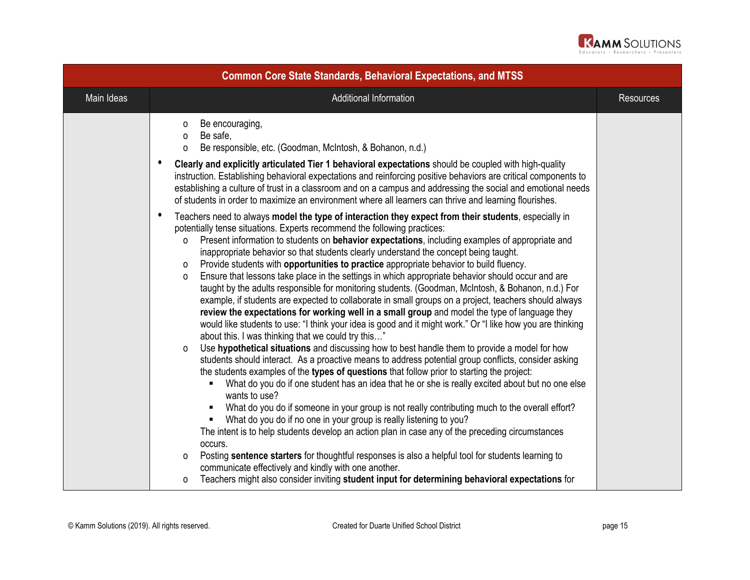| Common Core State Standards, Behavioral Expectations, and MTSS | | |
|---|---|---|
| Main Ideas | Additional Information | Resources |
| | o Be encouraging,<br>o Be safe,<br>o Be responsible, etc. (Goodman, McIntosh, & Bohanon, n.d.)<br>• **Clearly and explicitly articulated Tier 1 behavioral expectations** should be coupled with high-quality instruction. Establishing behavioral expectations and reinforcing positive behaviors are critical components to establishing a culture of trust in a classroom and on a campus and addressing the social and emotional needs of students in order to maximize an environment where all learners can thrive and learning flourishes.<br>• Teachers need to always **model the type of interaction they expect from their students**, especially in potentially tense situations. Experts recommend the following practices:<br>o Present information to students on **behavior expectations**, including examples of appropriate and inappropriate behavior so that students clearly understand the concept being taught.<br>o Provide students with **opportunities to practice** appropriate behavior to build fluency.<br>o Ensure that lessons take place in the settings in which appropriate behavior should occur and are taught by the adults responsible for monitoring students. (Goodman, McIntosh, & Bohanon, n.d.) For example, if students are expected to collaborate in small groups on a project, teachers should always **review the expectations for working well in a small group** and model the type of language they would like students to use: "I think your idea is good and it might work." Or "I like how you are thinking about this. I was thinking that we could try this…"<br>o Use **hypothetical situations** and discussing how to best handle them to provide a model for how students should interact. As a proactive means to address potential group conflicts, consider asking the students examples of the **types of questions** that follow prior to starting the project:<br>▪ What do you do if one student has an idea that he or she is really excited about but no one else wants to use?<br>▪ What do you do if someone in your group is not really contributing much to the overall effort?<br>▪ What do you do if no one in your group is really listening to you?<br>The intent is to help students develop an action plan in case any of the preceding circumstances occurs.<br>o Posting **sentence starters** for thoughtful responses is also a helpful tool for students learning to communicate effectively and kindly with one another.<br>o Teachers might also consider inviting **student input for determining behavioral expectations** for | |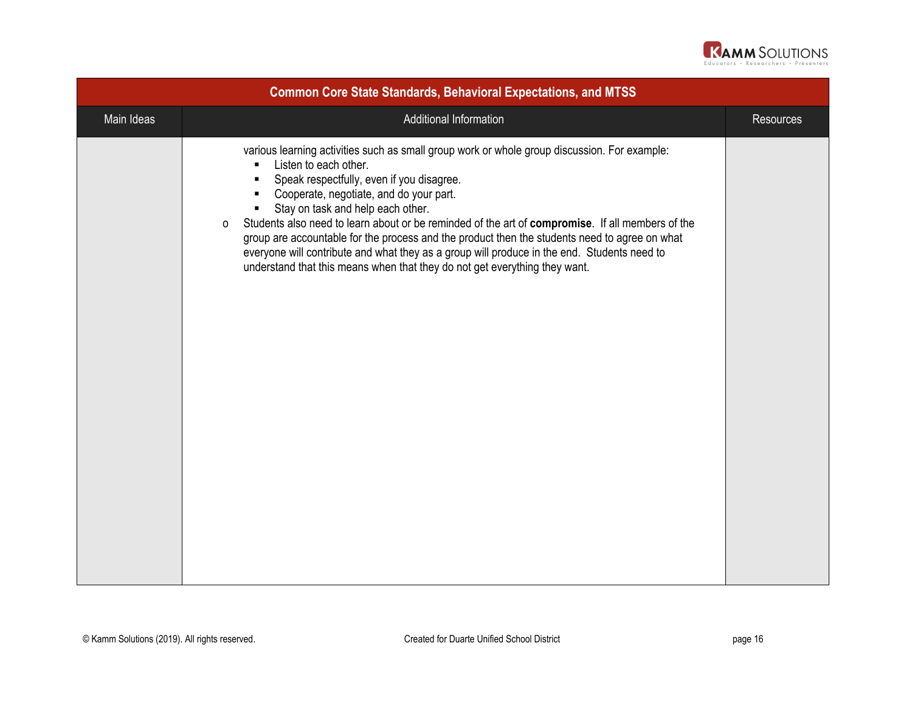## Common Core State Standards, Behavioral Expectations, and MTSS

| Main Ideas | Additional Information | Resources |
|---|---|---|
| | various learning activities such as small group work or whole group discussion. For example:<br>▪ Listen to each other.<br>▪ Speak respectfully, even if you disagree.<br>▪ Cooperate, negotiate, and do your part.<br>▪ Stay on task and help each other.<br>o Students also need to learn about or be reminded of the art of **compromise**. If all members of the group are accountable for the process and the product then the students need to agree on what everyone will contribute and what they as a group will produce in the end. Students need to understand that this means when that they do not get everything they want. | |

© Kamm Solutions (2019). All rights reserved. Created for Duarte Unified School District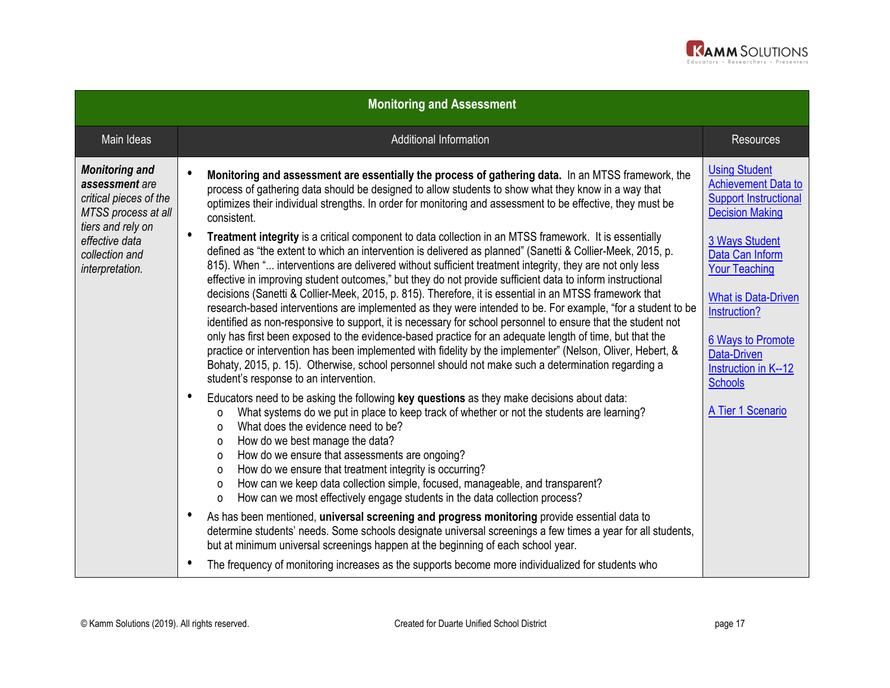| Monitoring and Assessment | | |
|---|---|---|
| Main Ideas | Additional Information | Resources |
| ***Monitoring and assessment** are critical pieces of the MTSS process at all tiers and rely on effective data collection and interpretation.* | • **Monitoring and assessment are essentially the process of gathering data.** In an MTSS framework, the process of gathering data should be designed to allow students to show what they know in a way that optimizes their individual strengths. In order for monitoring and assessment to be effective, they must be consistent.<br><br>• **Treatment integrity** is a critical component to data collection in an MTSS framework. It is essentially defined as "the extent to which an intervention is delivered as planned" (Sanetti & Collier-Meek, 2015, p. 815). When "... interventions are delivered without sufficient treatment integrity, they are not only less effective in improving student outcomes," but they do not provide sufficient data to inform instructional decisions (Sanetti & Collier-Meek, 2015, p. 815). Therefore, it is essential in an MTSS framework that research-based interventions are implemented as they were intended to be. For example, "for a student to be identified as non-responsive to support, it is necessary for school personnel to ensure that the student not only has first been exposed to the evidence-based practice for an adequate length of time, but that the practice or intervention has been implemented with fidelity by the implementer" (Nelson, Oliver, Hebert, & Bohaty, 2015, p. 15). Otherwise, school personnel should not make such a determination regarding a student's response to an intervention.<br><br>• Educators need to be asking the following **key questions** as they make decisions about data:<br>o What systems do we put in place to keep track of whether or not the students are learning?<br>o What does the evidence need to be?<br>o How do we best manage the data?<br>o How do we ensure that assessments are ongoing?<br>o How do we ensure that treatment integrity is occurring?<br>o How can we keep data collection simple, focused, manageable, and transparent?<br>o How can we most effectively engage students in the data collection process?<br><br>• As has been mentioned, **universal screening and progress monitoring** provide essential data to determine students' needs. Some schools designate universal screenings a few times a year for all students, but at minimum universal screenings happen at the beginning of each school year.<br><br>• The frequency of monitoring increases as the supports become more individualized for students who | Using Student Achievement Data to Support Instructional Decision Making<br><br>3 Ways Student Data Can Inform Your Teaching<br><br>What is Data-Driven Instruction?<br><br>6 Ways to Promote Data-Driven Instruction in K--12 Schools<br><br>A Tier 1 Scenario |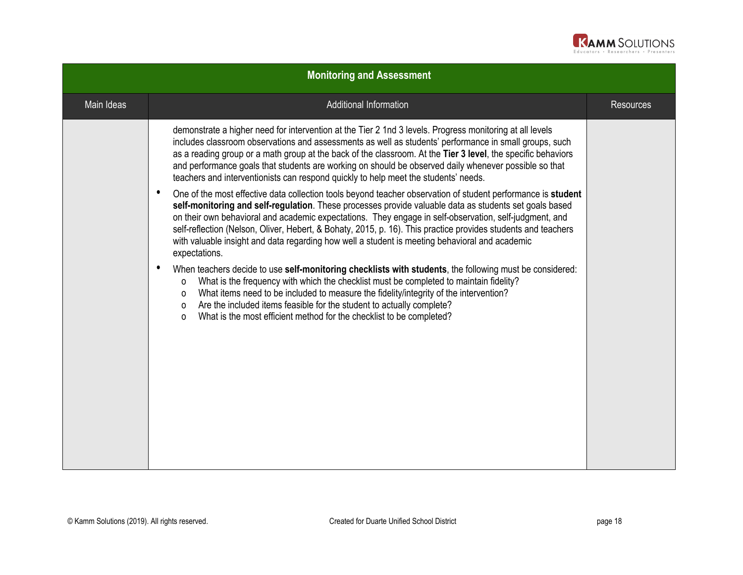## Monitoring and Assessment

| Main Ideas | Additional Information | Resources |
|---|---|---|
| | demonstrate a higher need for intervention at the Tier 2 1nd 3 levels. Progress monitoring at all levels includes classroom observations and assessments as well as students' performance in small groups, such as a reading group or a math group at the back of the classroom. At the **Tier 3 level**, the specific behaviors and performance goals that students are working on should be observed daily whenever possible so that teachers and interventionists can respond quickly to help meet the students' needs.<br><br>• One of the most effective data collection tools beyond teacher observation of student performance is **student self-monitoring and self-regulation**. These processes provide valuable data as students set goals based on their own behavioral and academic expectations. They engage in self-observation, self-judgment, and self-reflection (Nelson, Oliver, Hebert, & Bohaty, 2015, p. 16). This practice provides students and teachers with valuable insight and data regarding how well a student is meeting behavioral and academic expectations.<br><br>• When teachers decide to use **self-monitoring checklists with students**, the following must be considered:<br>o What is the frequency with which the checklist must be completed to maintain fidelity?<br>o What items need to be included to measure the fidelity/integrity of the intervention?<br>o Are the included items feasible for the student to actually complete?<br>o What is the most efficient method for the checklist to be completed? | |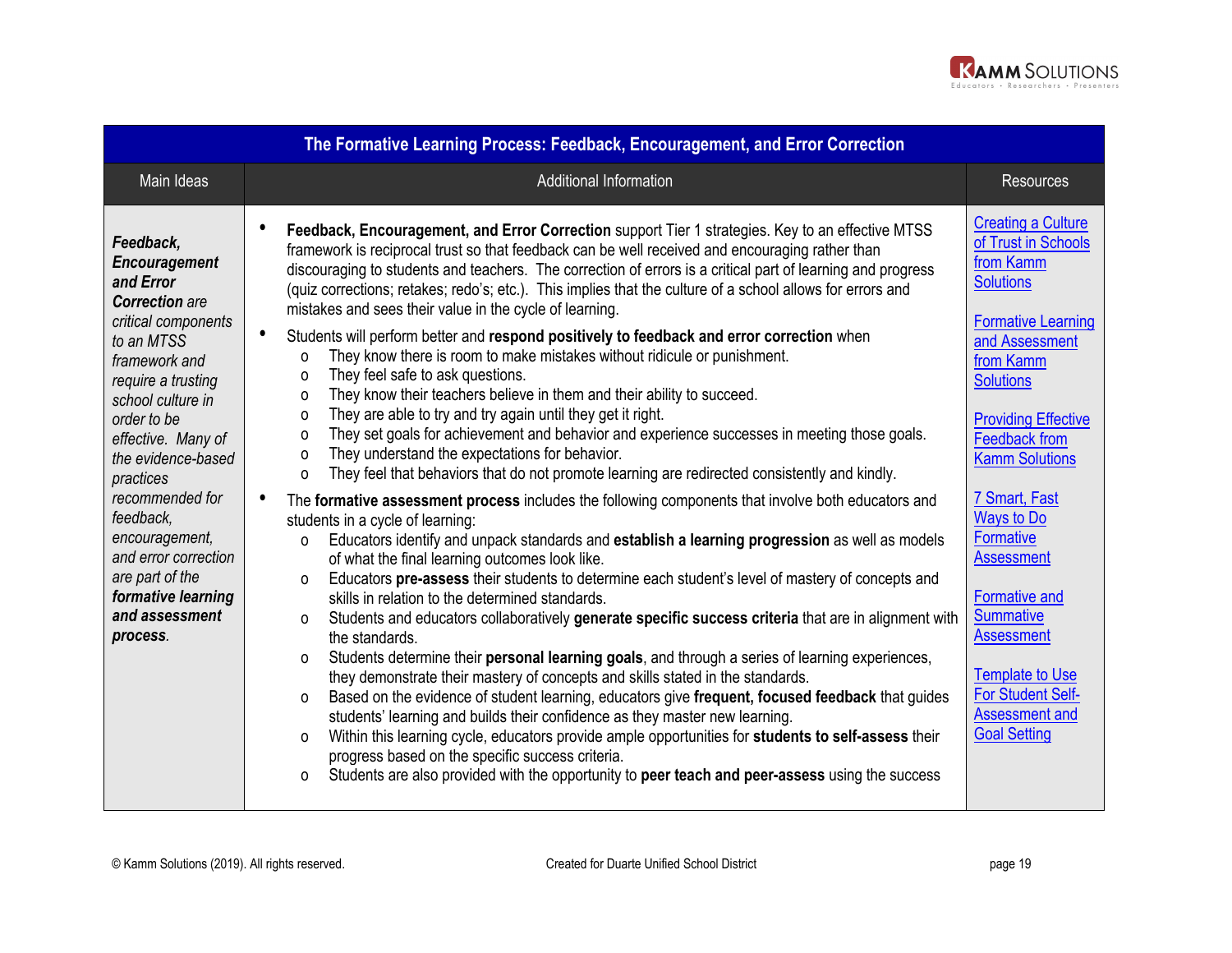| The Formative Learning Process: Feedback, Encouragement, and Error Correction | | |
|---|---|---|
| Main Ideas | Additional Information | Resources |
| ***Feedback, Encouragement and Error Correction*** *are critical components to an MTSS framework and require a trusting school culture in order to be effective. Many of the evidence-based practices recommended for feedback, encouragement, and error correction are part of the* ***formative learning and assessment process****.* | • **Feedback, Encouragement, and Error Correction** support Tier 1 strategies. Key to an effective MTSS framework is reciprocal trust so that feedback can be well received and encouraging rather than discouraging to students and teachers. The correction of errors is a critical part of learning and progress (quiz corrections; retakes; redo's; etc.). This implies that the culture of a school allows for errors and mistakes and sees their value in the cycle of learning.<br>• Students will perform better and **respond positively to feedback and error correction** when<br>  o They know there is room to make mistakes without ridicule or punishment.<br>  o They feel safe to ask questions.<br>  o They know their teachers believe in them and their ability to succeed.<br>  o They are able to try and try again until they get it right.<br>  o They set goals for achievement and behavior and experience successes in meeting those goals.<br>  o They understand the expectations for behavior.<br>  o They feel that behaviors that do not promote learning are redirected consistently and kindly.<br>• The **formative assessment process** includes the following components that involve both educators and students in a cycle of learning:<br>  o Educators identify and unpack standards and **establish a learning progression** as well as models of what the final learning outcomes look like.<br>  o Educators **pre-assess** their students to determine each student's level of mastery of concepts and skills in relation to the determined standards.<br>  o Students and educators collaboratively **generate specific success criteria** that are in alignment with the standards.<br>  o Students determine their **personal learning goals**, and through a series of learning experiences, they demonstrate their mastery of concepts and skills stated in the standards.<br>  o Based on the evidence of student learning, educators give **frequent, focused feedback** that guides students' learning and builds their confidence as they master new learning.<br>  o Within this learning cycle, educators provide ample opportunities for **students to self-assess** their progress based on the specific success criteria.<br>  o Students are also provided with the opportunity to **peer teach and peer-assess** using the success | Creating a Culture of Trust in Schools from Kamm Solutions<br><br>Formative Learning and Assessment from Kamm Solutions<br><br>Providing Effective Feedback from Kamm Solutions<br><br>7 Smart, Fast Ways to Do Formative Assessment<br><br>Formative and Summative Assessment<br><br>Template to Use For Student Self-Assessment and Goal Setting |

© Kamm Solutions (2019). All rights reserved. Created for Duarte Unified School District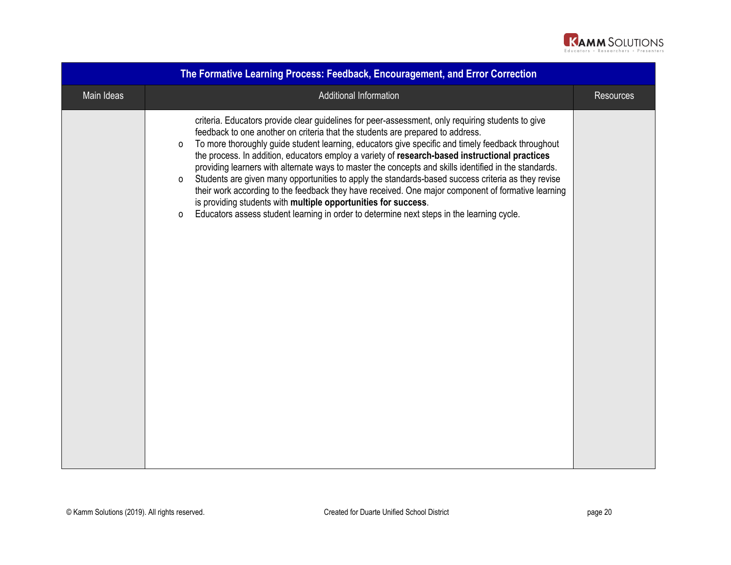| The Formative Learning Process: Feedback, Encouragement, and Error Correction | | |
|---|---|---|
| Main Ideas | Additional Information | Resources |
| | criteria. Educators provide clear guidelines for peer-assessment, only requiring students to give feedback to one another on criteria that the students are prepared to address.<br>o To more thoroughly guide student learning, educators give specific and timely feedback throughout the process. In addition, educators employ a variety of **research-based instructional practices** providing learners with alternate ways to master the concepts and skills identified in the standards.<br>o Students are given many opportunities to apply the standards-based success criteria as they revise their work according to the feedback they have received. One major component of formative learning is providing students with **multiple opportunities for success**.<br>o Educators assess student learning in order to determine next steps in the learning cycle. | |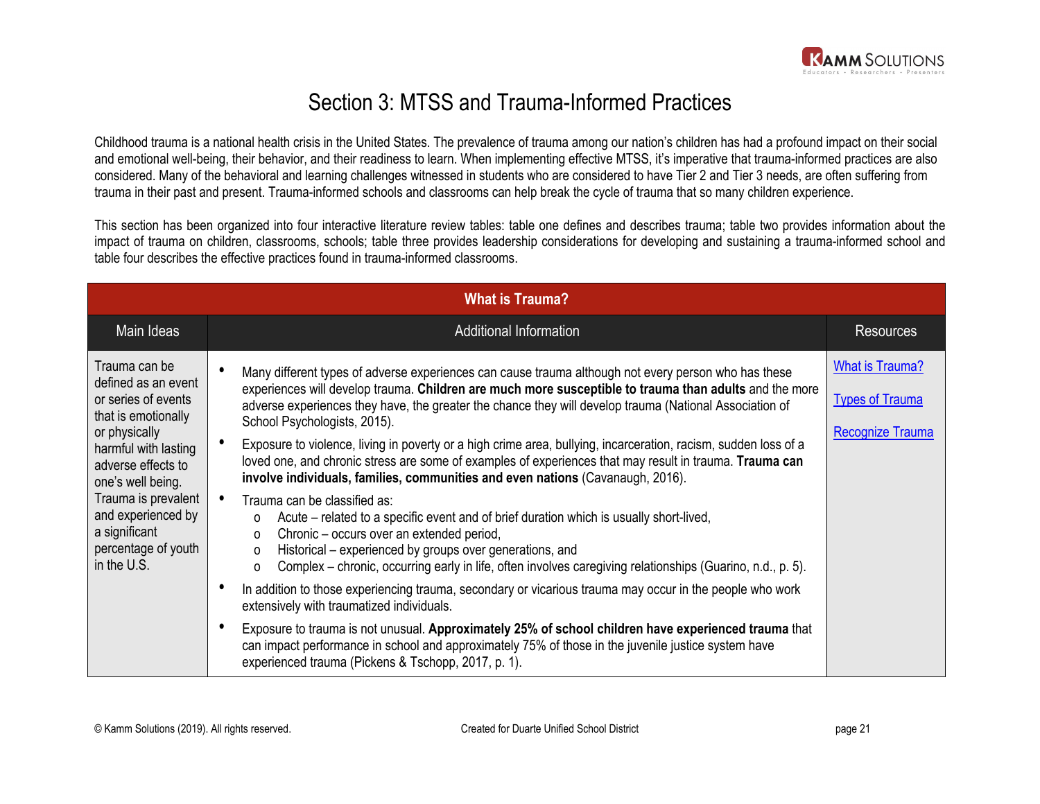# Section 3: MTSS and Trauma-Informed Practices

Childhood trauma is a national health crisis in the United States. The prevalence of trauma among our nation's children has had a profound impact on their social and emotional well-being, their behavior, and their readiness to learn. When implementing effective MTSS, it's imperative that trauma-informed practices are also considered. Many of the behavioral and learning challenges witnessed in students who are considered to have Tier 2 and Tier 3 needs, are often suffering from trauma in their past and present. Trauma-informed schools and classrooms can help break the cycle of trauma that so many children experience.

This section has been organized into four interactive literature review tables: table one defines and describes trauma; table two provides information about the impact of trauma on children, classrooms, schools; table three provides leadership considerations for developing and sustaining a trauma-informed school and table four describes the effective practices found in trauma-informed classrooms.

| What is Trauma? | | |
|---|---|---|
| **Main Ideas** | **Additional Information** | **Resources** |
| Trauma can be defined as an event or series of events that is emotionally or physically harmful with lasting adverse effects to one's well being. Trauma is prevalent and experienced by a significant percentage of youth in the U.S. | • Many different types of adverse experiences can cause trauma although not every person who has these experiences will develop trauma. **Children are much more susceptible to trauma than adults** and the more adverse experiences they have, the greater the chance they will develop trauma (National Association of School Psychologists, 2015).<br>• Exposure to violence, living in poverty or a high crime area, bullying, incarceration, racism, sudden loss of a loved one, and chronic stress are some of examples of experiences that may result in trauma. **Trauma can involve individuals, families, communities and even nations** (Cavanaugh, 2016).<br>• Trauma can be classified as:<br>&nbsp;&nbsp;o Acute – related to a specific event and of brief duration which is usually short-lived,<br>&nbsp;&nbsp;o Chronic – occurs over an extended period,<br>&nbsp;&nbsp;o Historical – experienced by groups over generations, and<br>&nbsp;&nbsp;o Complex – chronic, occurring early in life, often involves caregiving relationships (Guarino, n.d., p. 5).<br>• In addition to those experiencing trauma, secondary or vicarious trauma may occur in the people who work extensively with traumatized individuals.<br>• Exposure to trauma is not unusual. **Approximately 25% of school children have experienced trauma** that can impact performance in school and approximately 75% of those in the juvenile justice system have experienced trauma (Pickens & Tschopp, 2017, p. 1). | What is Trauma?<br><br>Types of Trauma<br><br>Recognize Trauma |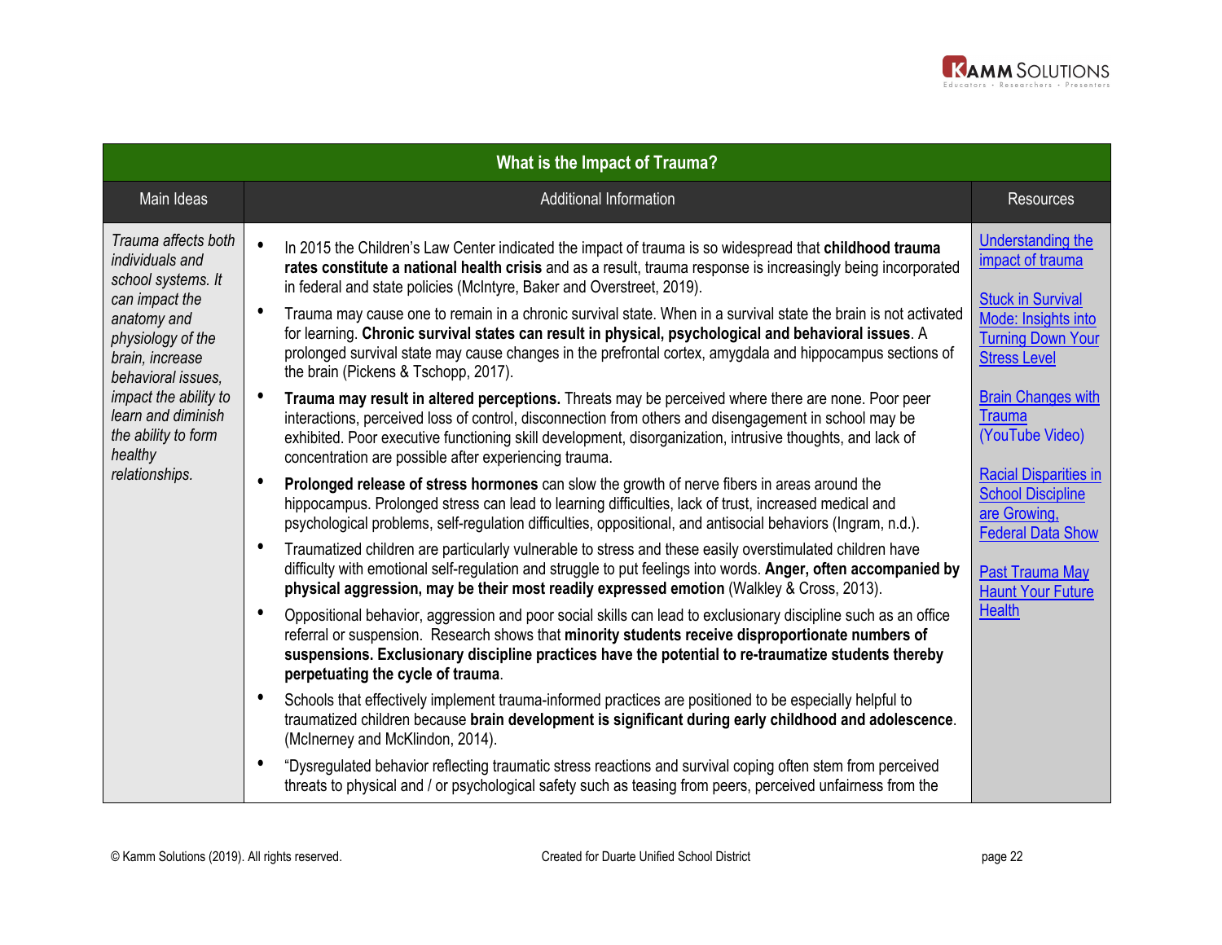| What is the Impact of Trauma? | | |
|---|---|---|
| Main Ideas | Additional Information | Resources |
| *Trauma affects both individuals and school systems. It can impact the anatomy and physiology of the brain, increase behavioral issues, impact the ability to learn and diminish the ability to form healthy relationships.* | • In 2015 the Children's Law Center indicated the impact of trauma is so widespread that **childhood trauma rates constitute a national health crisis** and as a result, trauma response is increasingly being incorporated in federal and state policies (McIntyre, Baker and Overstreet, 2019).<br>• Trauma may cause one to remain in a chronic survival state. When in a survival state the brain is not activated for learning. **Chronic survival states can result in physical, psychological and behavioral issues**. A prolonged survival state may cause changes in the prefrontal cortex, amygdala and hippocampus sections of the brain (Pickens & Tschopp, 2017).<br>• **Trauma may result in altered perceptions.** Threats may be perceived where there are none. Poor peer interactions, perceived loss of control, disconnection from others and disengagement in school may be exhibited. Poor executive functioning skill development, disorganization, intrusive thoughts, and lack of concentration are possible after experiencing trauma.<br>• **Prolonged release of stress hormones** can slow the growth of nerve fibers in areas around the hippocampus. Prolonged stress can lead to learning difficulties, lack of trust, increased medical and psychological problems, self-regulation difficulties, oppositional, and antisocial behaviors (Ingram, n.d.).<br>• Traumatized children are particularly vulnerable to stress and these easily overstimulated children have difficulty with emotional self-regulation and struggle to put feelings into words. **Anger, often accompanied by physical aggression, may be their most readily expressed emotion** (Walkley & Cross, 2013).<br>• Oppositional behavior, aggression and poor social skills can lead to exclusionary discipline such as an office referral or suspension. Research shows that **minority students receive disproportionate numbers of suspensions. Exclusionary discipline practices have the potential to re-traumatize students thereby perpetuating the cycle of trauma**.<br>• Schools that effectively implement trauma-informed practices are positioned to be especially helpful to traumatized children because **brain development is significant during early childhood and adolescence**. (McInerney and McKlindon, 2014).<br>• "Dysregulated behavior reflecting traumatic stress reactions and survival coping often stem from perceived threats to physical and / or psychological safety such as teasing from peers, perceived unfairness from the | Understanding the impact of trauma<br><br>Stuck in Survival Mode: Insights into Turning Down Your Stress Level<br><br>Brain Changes with Trauma (YouTube Video)<br><br>Racial Disparities in School Discipline are Growing, Federal Data Show<br><br>Past Trauma May Haunt Your Future Health |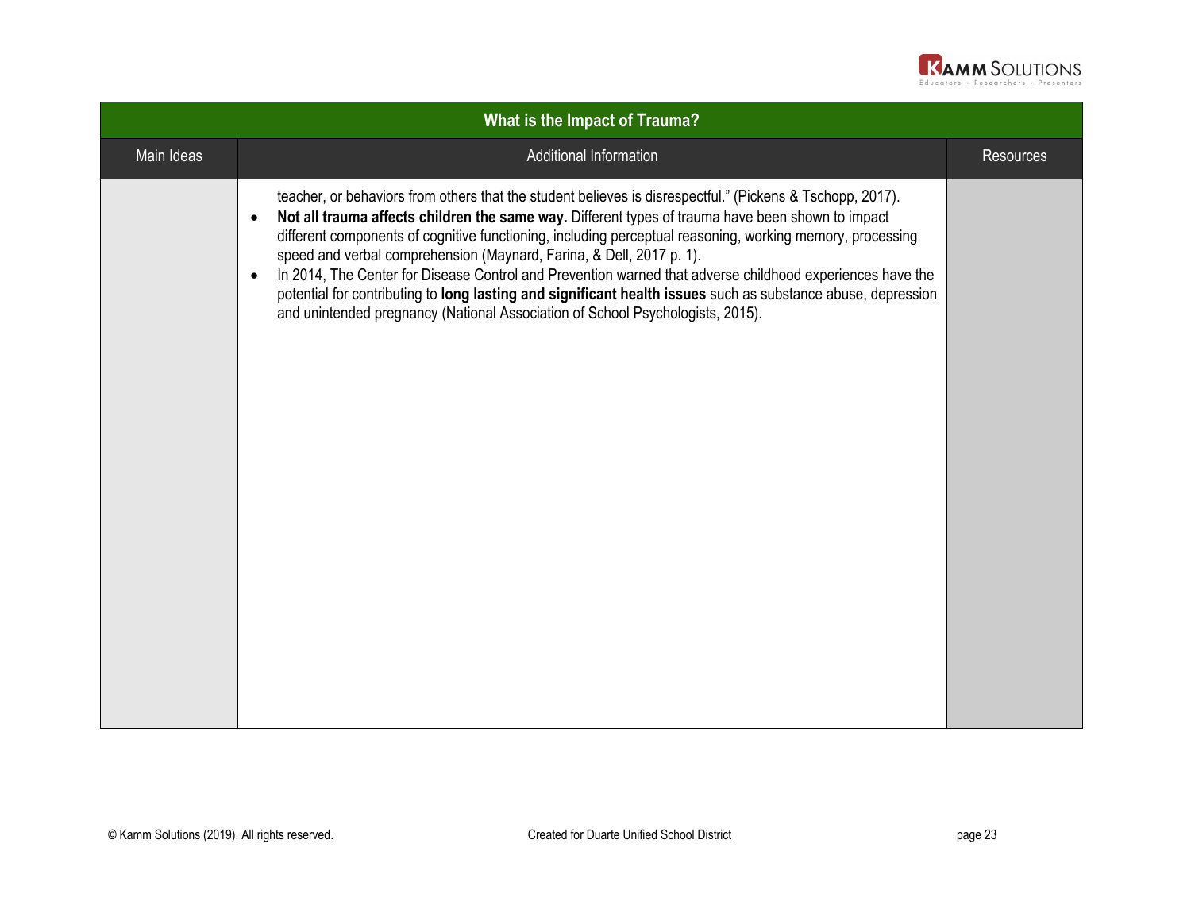| What is the Impact of Trauma? | | |
|---|---|---|
| Main Ideas | Additional Information | Resources |
| | teacher, or behaviors from others that the student believes is disrespectful." (Pickens & Tschopp, 2017).<br>• **Not all trauma affects children the same way.** Different types of trauma have been shown to impact different components of cognitive functioning, including perceptual reasoning, working memory, processing speed and verbal comprehension (Maynard, Farina, & Dell, 2017 p. 1).<br>• In 2014, The Center for Disease Control and Prevention warned that adverse childhood experiences have the potential for contributing to **long lasting and significant health issues** such as substance abuse, depression and unintended pregnancy (National Association of School Psychologists, 2015). | |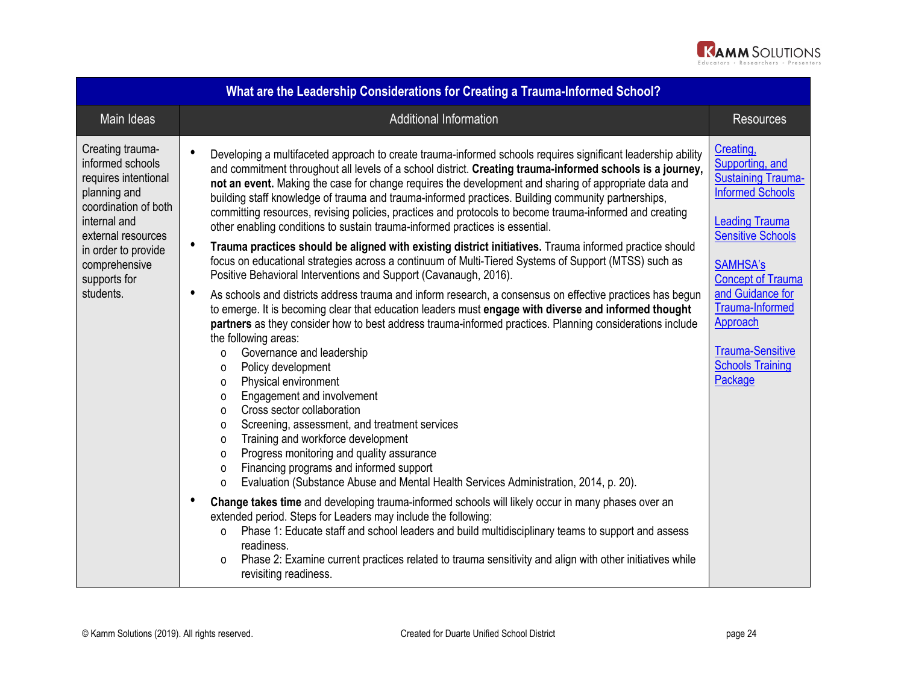## What are the Leadership Considerations for Creating a Trauma-Informed School?

| Main Ideas | Additional Information | Resources |
|---|---|---|
| Creating trauma-informed schools requires intentional planning and coordination of both internal and external resources in order to provide comprehensive supports for students. | • Developing a multifaceted approach to create trauma-informed schools requires significant leadership ability and commitment throughout all levels of a school district. **Creating trauma-informed schools is a journey, not an event.** Making the case for change requires the development and sharing of appropriate data and building staff knowledge of trauma and trauma-informed practices. Building community partnerships, committing resources, revising policies, practices and protocols to become trauma-informed and creating other enabling conditions to sustain trauma-informed practices is essential.<br>• **Trauma practices should be aligned with existing district initiatives.** Trauma informed practice should focus on educational strategies across a continuum of Multi-Tiered Systems of Support (MTSS) such as Positive Behavioral Interventions and Support (Cavanaugh, 2016).<br>• As schools and districts address trauma and inform research, a consensus on effective practices has begun to emerge. It is becoming clear that education leaders must **engage with diverse and informed thought partners** as they consider how to best address trauma-informed practices. Planning considerations include the following areas:<br>o Governance and leadership<br>o Policy development<br>o Physical environment<br>o Engagement and involvement<br>o Cross sector collaboration<br>o Screening, assessment, and treatment services<br>o Training and workforce development<br>o Progress monitoring and quality assurance<br>o Financing programs and informed support<br>o Evaluation (Substance Abuse and Mental Health Services Administration, 2014, p. 20).<br>• **Change takes time** and developing trauma-informed schools will likely occur in many phases over an extended period. Steps for Leaders may include the following:<br>o Phase 1: Educate staff and school leaders and build multidisciplinary teams to support and assess readiness.<br>o Phase 2: Examine current practices related to trauma sensitivity and align with other initiatives while revisiting readiness. | Creating, Supporting, and Sustaining Trauma-Informed Schools<br><br>Leading Trauma Sensitive Schools<br><br>SAMHSA's Concept of Trauma and Guidance for Trauma-Informed Approach<br><br>Trauma-Sensitive Schools Training Package |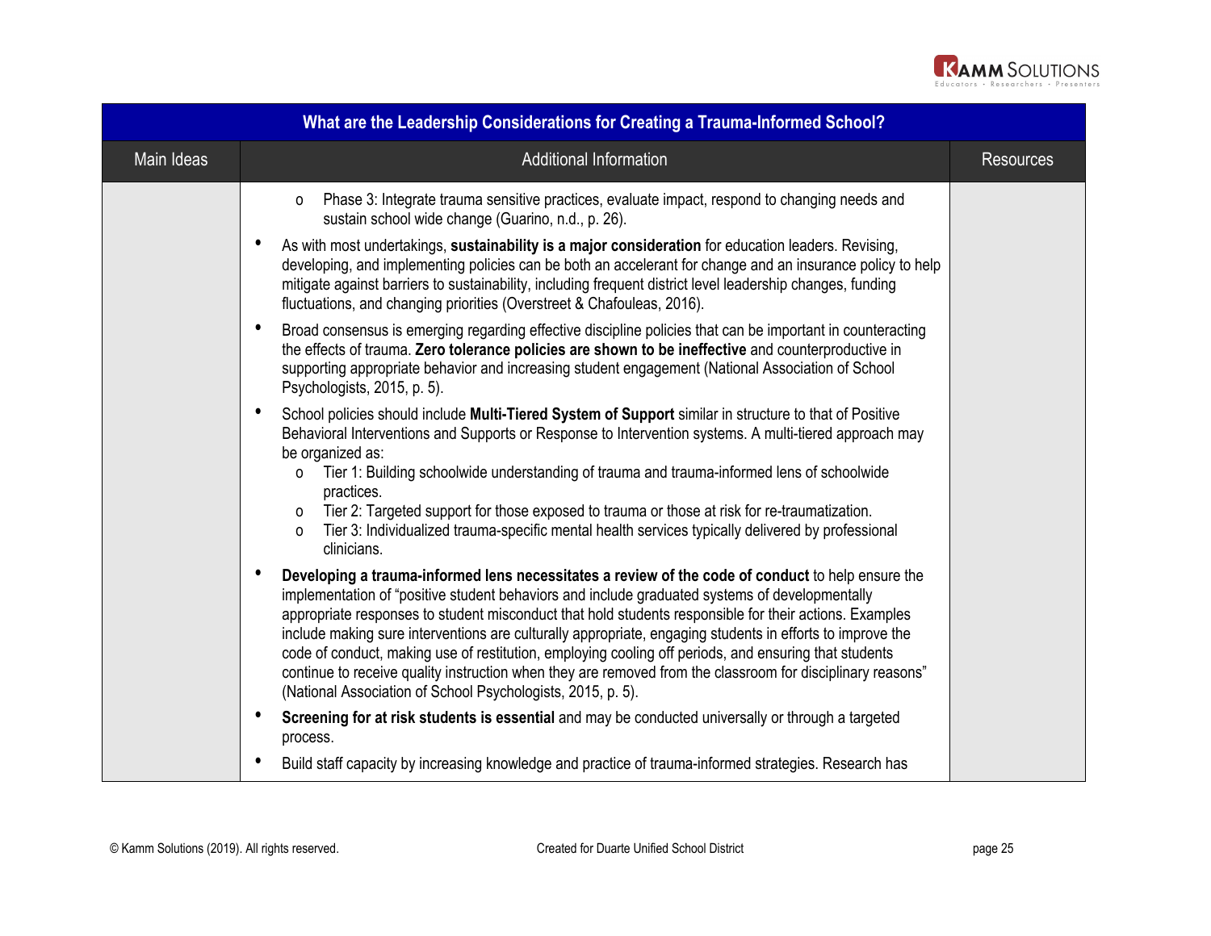| What are the Leadership Considerations for Creating a Trauma-Informed School? | | |
|---|---|---|
| Main Ideas | Additional Information | Resources |
| | o Phase 3: Integrate trauma sensitive practices, evaluate impact, respond to changing needs and sustain school wide change (Guarino, n.d., p. 26).<br>• As with most undertakings, **sustainability is a major consideration** for education leaders. Revising, developing, and implementing policies can be both an accelerant for change and an insurance policy to help mitigate against barriers to sustainability, including frequent district level leadership changes, funding fluctuations, and changing priorities (Overstreet & Chafouleas, 2016).<br>• Broad consensus is emerging regarding effective discipline policies that can be important in counteracting the effects of trauma. **Zero tolerance policies are shown to be ineffective** and counterproductive in supporting appropriate behavior and increasing student engagement (National Association of School Psychologists, 2015, p. 5).<br>• School policies should include **Multi-Tiered System of Support** similar in structure to that of Positive Behavioral Interventions and Supports or Response to Intervention systems. A multi-tiered approach may be organized as:<br>o Tier 1: Building schoolwide understanding of trauma and trauma-informed lens of schoolwide practices.<br>o Tier 2: Targeted support for those exposed to trauma or those at risk for re-traumatization.<br>o Tier 3: Individualized trauma-specific mental health services typically delivered by professional clinicians.<br>• **Developing a trauma-informed lens necessitates a review of the code of conduct** to help ensure the implementation of "positive student behaviors and include graduated systems of developmentally appropriate responses to student misconduct that hold students responsible for their actions. Examples include making sure interventions are culturally appropriate, engaging students in efforts to improve the code of conduct, making use of restitution, employing cooling off periods, and ensuring that students continue to receive quality instruction when they are removed from the classroom for disciplinary reasons" (National Association of School Psychologists, 2015, p. 5).<br>• **Screening for at risk students is essential** and may be conducted universally or through a targeted process.<br>• Build staff capacity by increasing knowledge and practice of trauma-informed strategies. Research has | |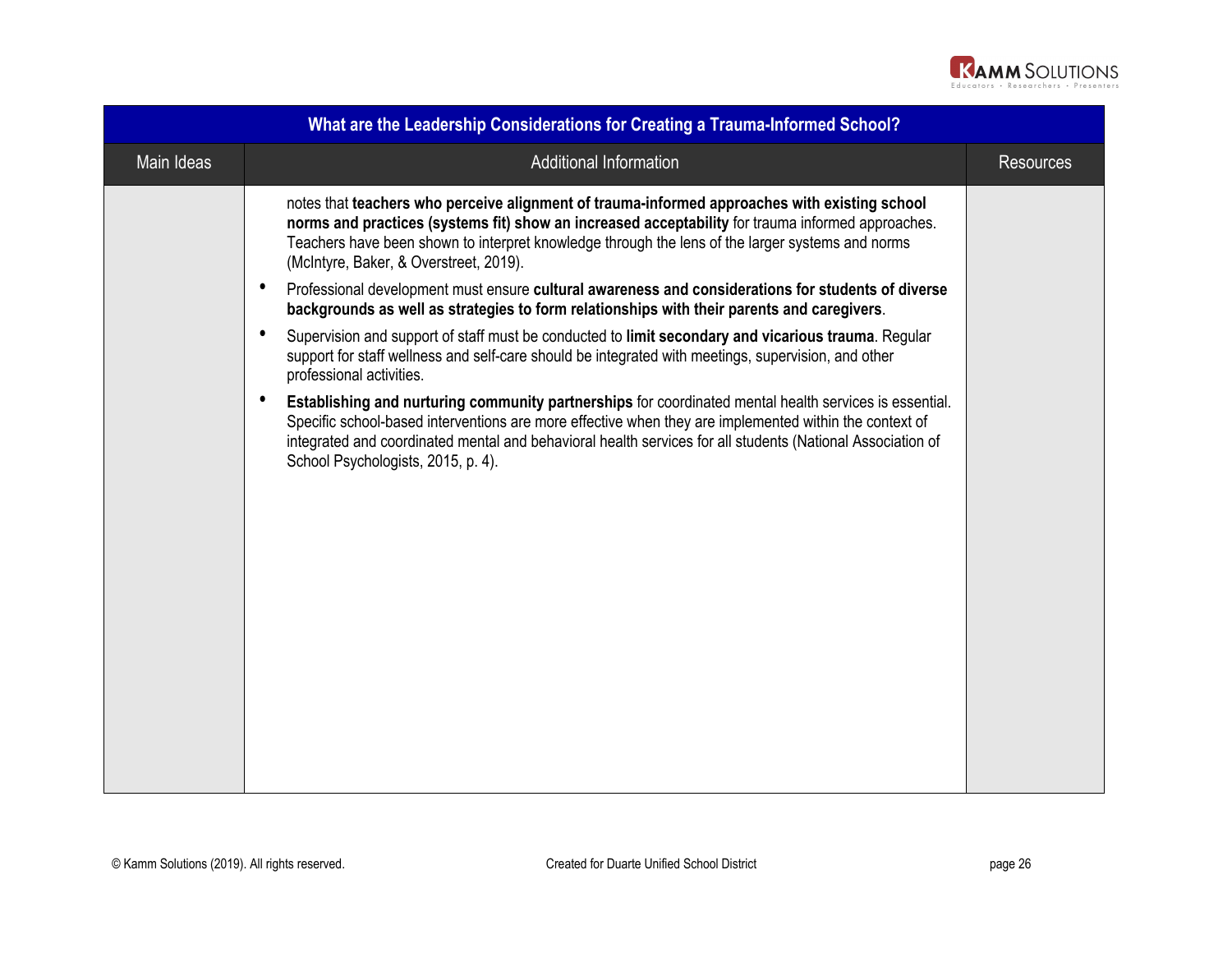| What are the Leadership Considerations for Creating a Trauma-Informed School? | | |
|---|---|---|
| Main Ideas | Additional Information | Resources |
| | notes that **teachers who perceive alignment of trauma-informed approaches with existing school norms and practices (systems fit) show an increased acceptability** for trauma informed approaches. Teachers have been shown to interpret knowledge through the lens of the larger systems and norms (McIntyre, Baker, & Overstreet, 2019).<br>• Professional development must ensure **cultural awareness and considerations for students of diverse backgrounds as well as strategies to form relationships with their parents and caregivers**.<br>• Supervision and support of staff must be conducted to **limit secondary and vicarious trauma**. Regular support for staff wellness and self-care should be integrated with meetings, supervision, and other professional activities.<br>• **Establishing and nurturing community partnerships** for coordinated mental health services is essential. Specific school-based interventions are more effective when they are implemented within the context of integrated and coordinated mental and behavioral health services for all students (National Association of School Psychologists, 2015, p. 4). | |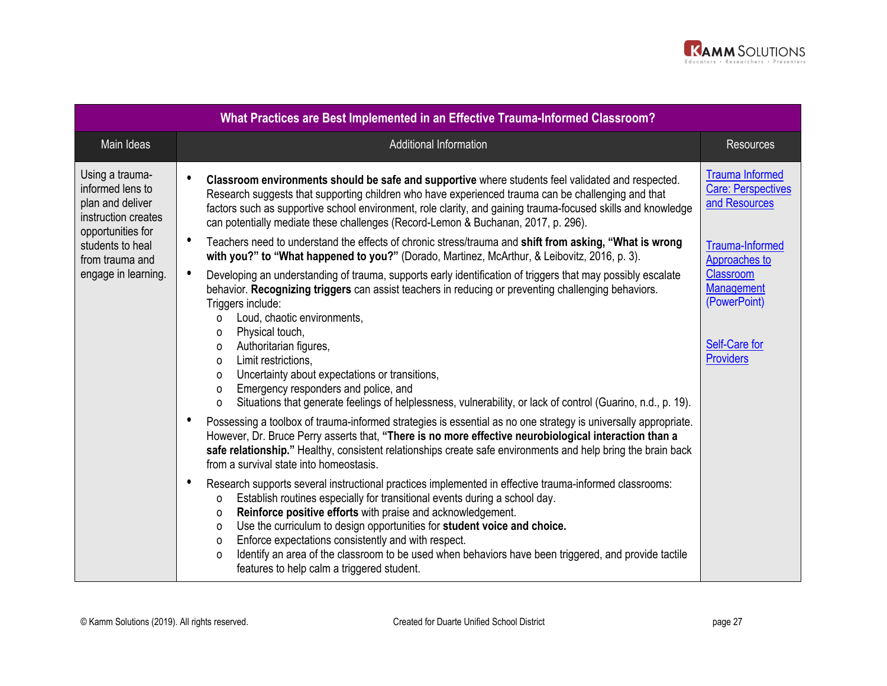| What Practices are Best Implemented in an Effective Trauma-Informed Classroom? | | |
|---|---|---|
| Main Ideas | Additional Information | Resources |
| Using a trauma-informed lens to plan and deliver instruction creates opportunities for students to heal from trauma and engage in learning. | • **Classroom environments should be safe and supportive** where students feel validated and respected. Research suggests that supporting children who have experienced trauma can be challenging and that factors such as supportive school environment, role clarity, and gaining trauma-focused skills and knowledge can potentially mediate these challenges (Record-Lemon & Buchanan, 2017, p. 296).<br>• Teachers need to understand the effects of chronic stress/trauma and **shift from asking, "What is wrong with you?" to "What happened to you?"** (Dorado, Martinez, McArthur, & Leibovitz, 2016, p. 3).<br>• Developing an understanding of trauma, supports early identification of triggers that may possibly escalate behavior. **Recognizing triggers** can assist teachers in reducing or preventing challenging behaviors. Triggers include:<br>  o Loud, chaotic environments,<br>  o Physical touch,<br>  o Authoritarian figures,<br>  o Limit restrictions,<br>  o Uncertainty about expectations or transitions,<br>  o Emergency responders and police, and<br>  o Situations that generate feelings of helplessness, vulnerability, or lack of control (Guarino, n.d., p. 19).<br>• Possessing a toolbox of trauma-informed strategies is essential as no one strategy is universally appropriate. However, Dr. Bruce Perry asserts that, **"There is no more effective neurobiological interaction than a safe relationship."** Healthy, consistent relationships create safe environments and help bring the brain back from a survival state into homeostasis.<br>• Research supports several instructional practices implemented in effective trauma-informed classrooms:<br>  o Establish routines especially for transitional events during a school day.<br>  o **Reinforce positive efforts** with praise and acknowledgement.<br>  o Use the curriculum to design opportunities for **student voice and choice.**<br>  o Enforce expectations consistently and with respect.<br>  o Identify an area of the classroom to be used when behaviors have been triggered, and provide tactile features to help calm a triggered student. | Trauma Informed Care: Perspectives and Resources<br><br>Trauma-Informed Approaches to Classroom Management (PowerPoint)<br><br>Self-Care for Providers |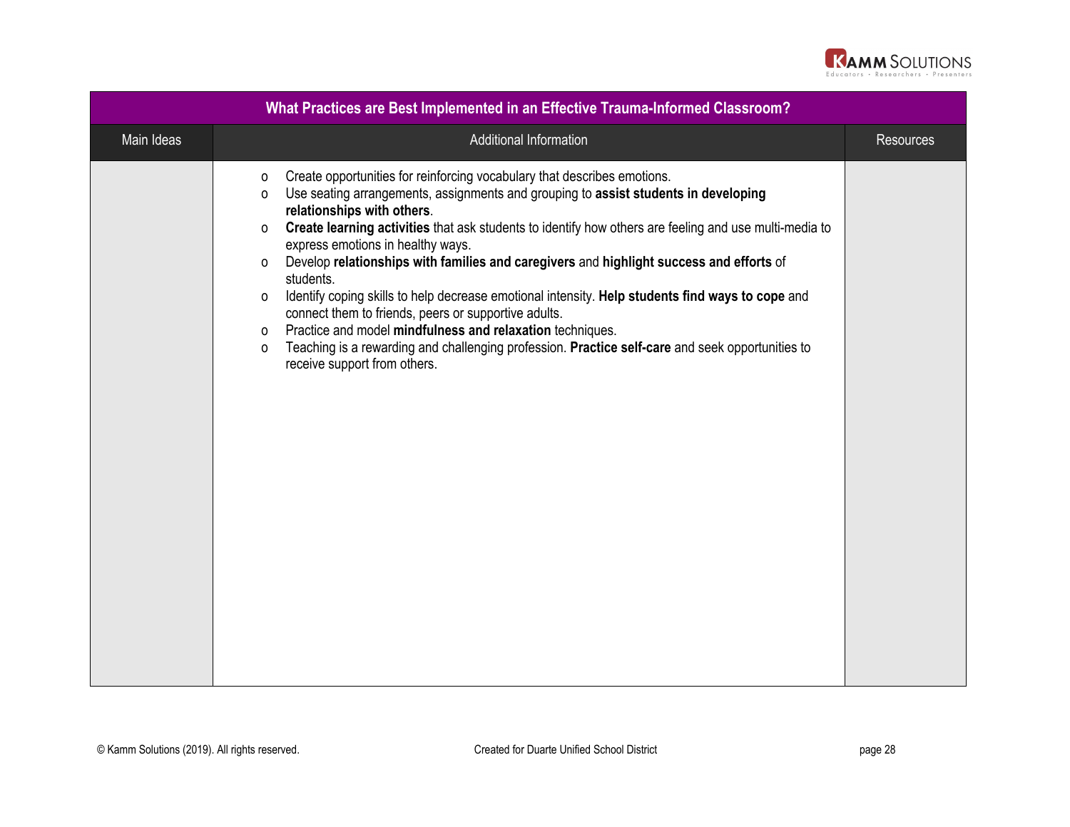| What Practices are Best Implemented in an Effective Trauma-Informed Classroom? | | |
|---|---|---|
| Main Ideas | Additional Information | Resources |
| | o Create opportunities for reinforcing vocabulary that describes emotions.<br>o Use seating arrangements, assignments and grouping to **assist students in developing relationships with others**.<br>o **Create learning activities** that ask students to identify how others are feeling and use multi-media to express emotions in healthy ways.<br>o Develop **relationships with families and caregivers** and **highlight success and efforts** of students.<br>o Identify coping skills to help decrease emotional intensity. **Help students find ways to cope** and connect them to friends, peers or supportive adults.<br>o Practice and model **mindfulness and relaxation** techniques.<br>o Teaching is a rewarding and challenging profession. **Practice self-care** and seek opportunities to receive support from others. | |

© Kamm Solutions (2019). All rights reserved. Created for Duarte Unified School District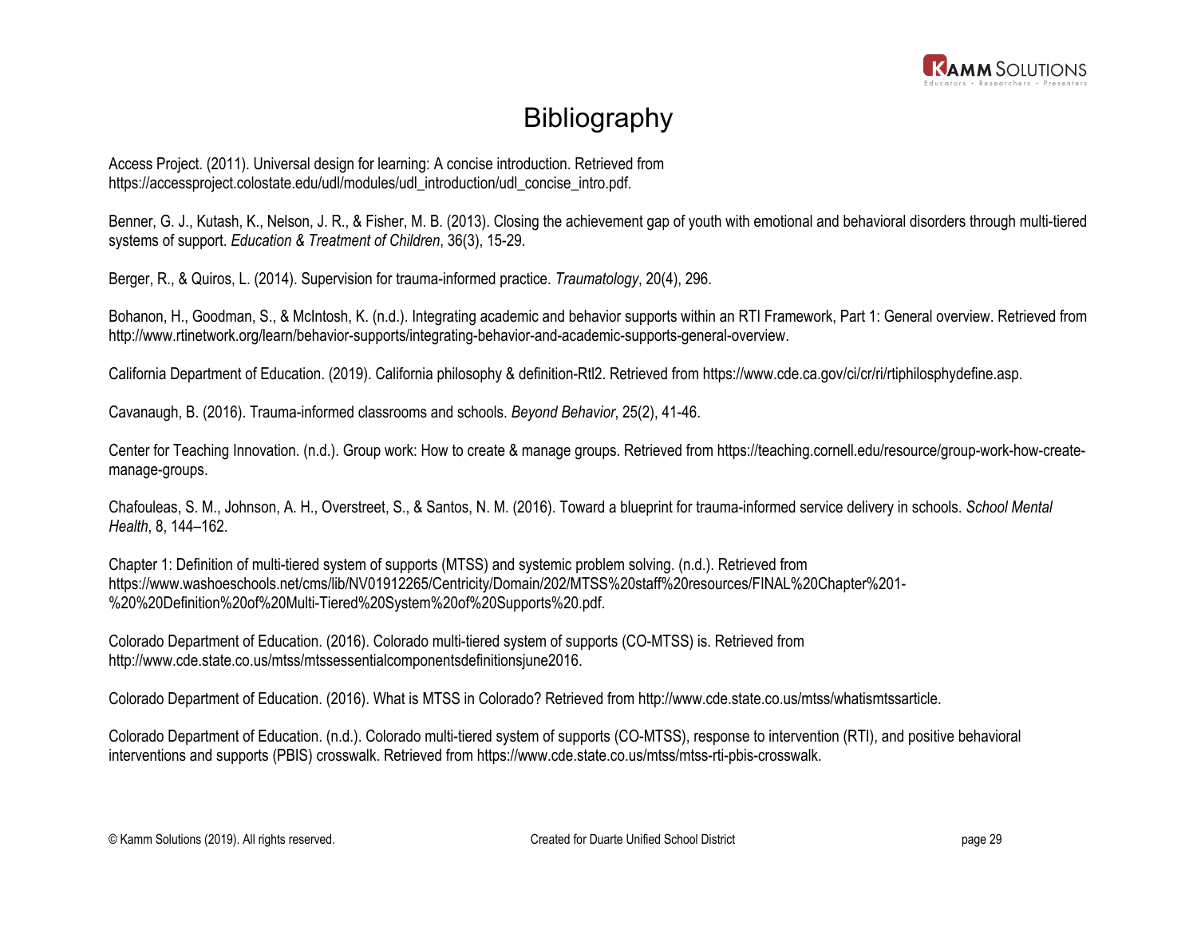# Bibliography

Access Project. (2011). Universal design for learning: A concise introduction. Retrieved from https://accessproject.colostate.edu/udl/modules/udl_introduction/udl_concise_intro.pdf.

Benner, G. J., Kutash, K., Nelson, J. R., & Fisher, M. B. (2013). Closing the achievement gap of youth with emotional and behavioral disorders through multi-tiered systems of support. *Education & Treatment of Children*, 36(3), 15-29.

Berger, R., & Quiros, L. (2014). Supervision for trauma-informed practice. *Traumatology*, 20(4), 296.

Bohanon, H., Goodman, S., & McIntosh, K. (n.d.). Integrating academic and behavior supports within an RTI Framework, Part 1: General overview. Retrieved from http://www.rtinetwork.org/learn/behavior-supports/integrating-behavior-and-academic-supports-general-overview.

California Department of Education. (2019). California philosophy & definition-RtI2. Retrieved from https://www.cde.ca.gov/ci/cr/ri/rtiphilosphydefine.asp.

Cavanaugh, B. (2016). Trauma-informed classrooms and schools. *Beyond Behavior*, 25(2), 41-46.

Center for Teaching Innovation. (n.d.). Group work: How to create & manage groups. Retrieved from https://teaching.cornell.edu/resource/group-work-how-create-manage-groups.

Chafouleas, S. M., Johnson, A. H., Overstreet, S., & Santos, N. M. (2016). Toward a blueprint for trauma-informed service delivery in schools. *School Mental Health*, 8, 144–162.

Chapter 1: Definition of multi-tiered system of supports (MTSS) and systemic problem solving. (n.d.). Retrieved from https://www.washoeschools.net/cms/lib/NV01912265/Centricity/Domain/202/MTSS%20staff%20resources/FINAL%20Chapter%201-%20%20Definition%20of%20Multi-Tiered%20System%20of%20Supports%20.pdf.

Colorado Department of Education. (2016). Colorado multi-tiered system of supports (CO-MTSS) is. Retrieved from http://www.cde.state.co.us/mtss/mtssessentialcomponentsdefinitionsjune2016.

Colorado Department of Education. (2016). What is MTSS in Colorado? Retrieved from http://www.cde.state.co.us/mtss/whatismtssarticle.

Colorado Department of Education. (n.d.). Colorado multi-tiered system of supports (CO-MTSS), response to intervention (RTI), and positive behavioral interventions and supports (PBIS) crosswalk. Retrieved from https://www.cde.state.co.us/mtss/mtss-rti-pbis-crosswalk.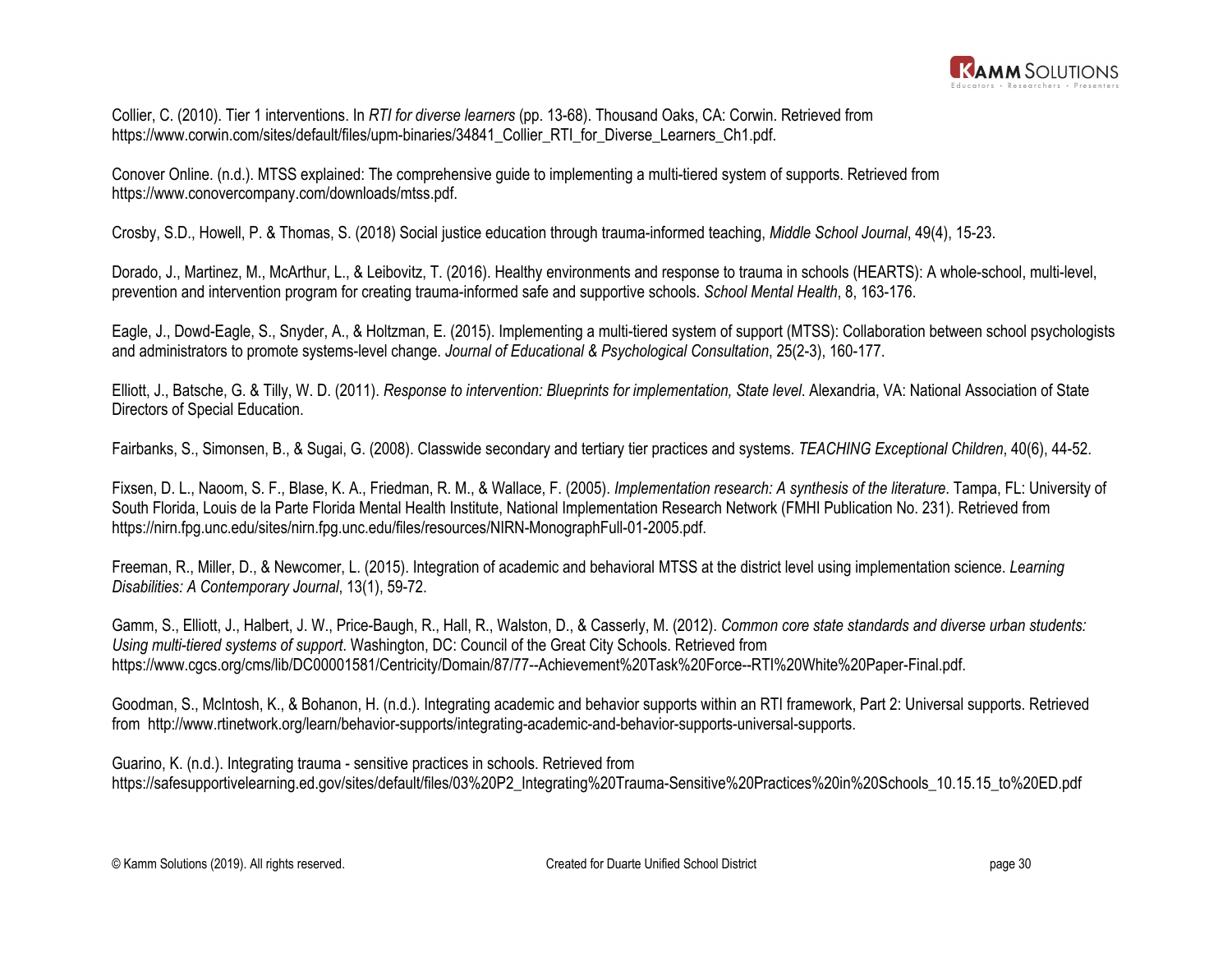Collier, C. (2010). Tier 1 interventions. In *RTI for diverse learners* (pp. 13-68). Thousand Oaks, CA: Corwin. Retrieved from https://www.corwin.com/sites/default/files/upm-binaries/34841_Collier_RTI_for_Diverse_Learners_Ch1.pdf.

Conover Online. (n.d.). MTSS explained: The comprehensive guide to implementing a multi-tiered system of supports. Retrieved from https://www.conovercompany.com/downloads/mtss.pdf.

Crosby, S.D., Howell, P. & Thomas, S. (2018) Social justice education through trauma-informed teaching, *Middle School Journal*, 49(4), 15-23.

Dorado, J., Martinez, M., McArthur, L., & Leibovitz, T. (2016). Healthy environments and response to trauma in schools (HEARTS): A whole-school, multi-level, prevention and intervention program for creating trauma-informed safe and supportive schools. *School Mental Health*, 8, 163-176.

Eagle, J., Dowd-Eagle, S., Snyder, A., & Holtzman, E. (2015). Implementing a multi-tiered system of support (MTSS): Collaboration between school psychologists and administrators to promote systems-level change. *Journal of Educational & Psychological Consultation*, 25(2-3), 160-177.

Elliott, J., Batsche, G. & Tilly, W. D. (2011). *Response to intervention: Blueprints for implementation, State level*. Alexandria, VA: National Association of State Directors of Special Education.

Fairbanks, S., Simonsen, B., & Sugai, G. (2008). Classwide secondary and tertiary tier practices and systems. *TEACHING Exceptional Children*, 40(6), 44-52.

Fixsen, D. L., Naoom, S. F., Blase, K. A., Friedman, R. M., & Wallace, F. (2005). *Implementation research: A synthesis of the literature*. Tampa, FL: University of South Florida, Louis de la Parte Florida Mental Health Institute, National Implementation Research Network (FMHI Publication No. 231). Retrieved from https://nirn.fpg.unc.edu/sites/nirn.fpg.unc.edu/files/resources/NIRN-MonographFull-01-2005.pdf.

Freeman, R., Miller, D., & Newcomer, L. (2015). Integration of academic and behavioral MTSS at the district level using implementation science. *Learning Disabilities: A Contemporary Journal*, 13(1), 59-72.

Gamm, S., Elliott, J., Halbert, J. W., Price-Baugh, R., Hall, R., Walston, D., & Casserly, M. (2012). *Common core state standards and diverse urban students: Using multi-tiered systems of support*. Washington, DC: Council of the Great City Schools. Retrieved from https://www.cgcs.org/cms/lib/DC00001581/Centricity/Domain/87/77--Achievement%20Task%20Force--RTI%20White%20Paper-Final.pdf.

Goodman, S., McIntosh, K., & Bohanon, H. (n.d.). Integrating academic and behavior supports within an RTI framework, Part 2: Universal supports. Retrieved from http://www.rtinetwork.org/learn/behavior-supports/integrating-academic-and-behavior-supports-universal-supports.

Guarino, K. (n.d.). Integrating trauma - sensitive practices in schools. Retrieved from https://safesupportivelearning.ed.gov/sites/default/files/03%20P2_Integrating%20Trauma-Sensitive%20Practices%20in%20Schools_10.15.15_to%20ED.pdf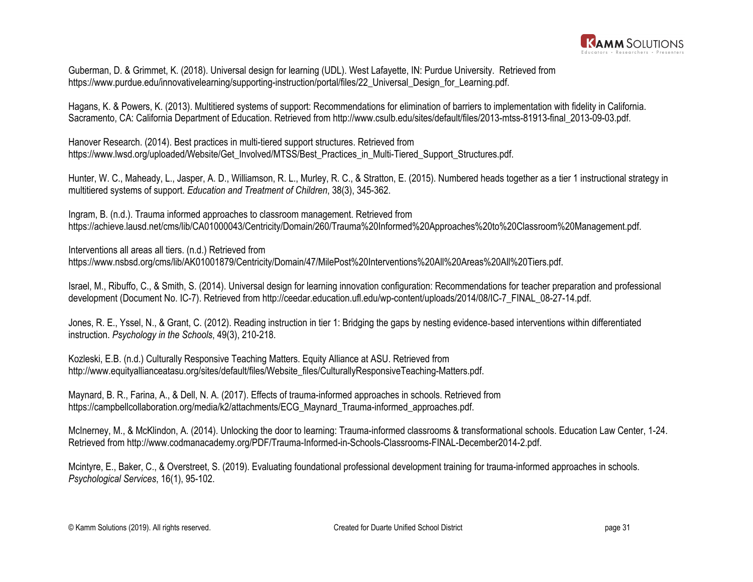Guberman, D. & Grimmet, K. (2018). Universal design for learning (UDL). West Lafayette, IN: Purdue University. Retrieved from https://www.purdue.edu/innovativelearning/supporting-instruction/portal/files/22_Universal_Design_for_Learning.pdf.

Hagans, K. & Powers, K. (2013). Multitiered systems of support: Recommendations for elimination of barriers to implementation with fidelity in California. Sacramento, CA: California Department of Education. Retrieved from http://www.csulb.edu/sites/default/files/2013-mtss-81913-final_2013-09-03.pdf.

Hanover Research. (2014). Best practices in multi-tiered support structures. Retrieved from https://www.lwsd.org/uploaded/Website/Get_Involved/MTSS/Best_Practices_in_Multi-Tiered_Support_Structures.pdf.

Hunter, W. C., Maheady, L., Jasper, A. D., Williamson, R. L., Murley, R. C., & Stratton, E. (2015). Numbered heads together as a tier 1 instructional strategy in multitiered systems of support. *Education and Treatment of Children*, 38(3), 345-362.

Ingram, B. (n.d.). Trauma informed approaches to classroom management. Retrieved from https://achieve.lausd.net/cms/lib/CA01000043/Centricity/Domain/260/Trauma%20Informed%20Approaches%20to%20Classroom%20Management.pdf.

Interventions all areas all tiers. (n.d.) Retrieved from https://www.nsbsd.org/cms/lib/AK01001879/Centricity/Domain/47/MilePost%20Interventions%20All%20Areas%20All%20Tiers.pdf.

Israel, M., Ribuffo, C., & Smith, S. (2014). Universal design for learning innovation configuration: Recommendations for teacher preparation and professional development (Document No. IC-7). Retrieved from http://ceedar.education.ufl.edu/wp-content/uploads/2014/08/IC-7_FINAL_08-27-14.pdf.

Jones, R. E., Yssel, N., & Grant, C. (2012). Reading instruction in tier 1: Bridging the gaps by nesting evidence-based interventions within differentiated instruction. *Psychology in the Schools*, 49(3), 210-218.

Kozleski, E.B. (n.d.) Culturally Responsive Teaching Matters. Equity Alliance at ASU. Retrieved from http://www.equityallianceatasu.org/sites/default/files/Website_files/CulturallyResponsiveTeaching-Matters.pdf.

Maynard, B. R., Farina, A., & Dell, N. A. (2017). Effects of trauma-informed approaches in schools. Retrieved from https://campbellcollaboration.org/media/k2/attachments/ECG_Maynard_Trauma-informed_approaches.pdf.

McInerney, M., & McKlindon, A. (2014). Unlocking the door to learning: Trauma-informed classrooms & transformational schools. Education Law Center, 1-24. Retrieved from http://www.codmanacademy.org/PDF/Trauma-Informed-in-Schools-Classrooms-FINAL-December2014-2.pdf.

Mcintyre, E., Baker, C., & Overstreet, S. (2019). Evaluating foundational professional development training for trauma-informed approaches in schools. *Psychological Services*, 16(1), 95-102.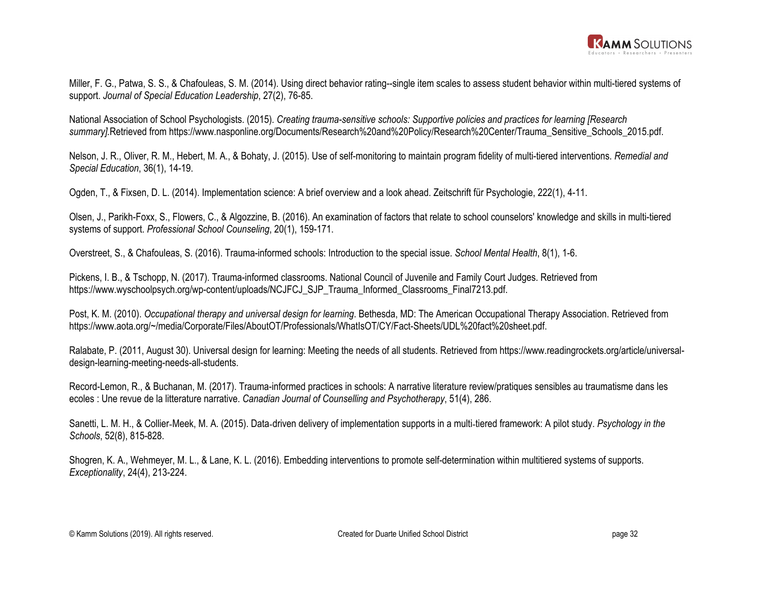Miller, F. G., Patwa, S. S., & Chafouleas, S. M. (2014). Using direct behavior rating--single item scales to assess student behavior within multi-tiered systems of support. *Journal of Special Education Leadership*, 27(2), 76-85.

National Association of School Psychologists. (2015). *Creating trauma-sensitive schools: Supportive policies and practices for learning [Research summary].*Retrieved from https://www.nasponline.org/Documents/Research%20and%20Policy/Research%20Center/Trauma_Sensitive_Schools_2015.pdf.

Nelson, J. R., Oliver, R. M., Hebert, M. A., & Bohaty, J. (2015). Use of self-monitoring to maintain program fidelity of multi-tiered interventions. *Remedial and Special Education*, 36(1), 14-19.

Ogden, T., & Fixsen, D. L. (2014). Implementation science: A brief overview and a look ahead. Zeitschrift für Psychologie, 222(1), 4-11.

Olsen, J., Parikh-Foxx, S., Flowers, C., & Algozzine, B. (2016). An examination of factors that relate to school counselors' knowledge and skills in multi-tiered systems of support. *Professional School Counseling*, 20(1), 159-171.

Overstreet, S., & Chafouleas, S. (2016). Trauma-informed schools: Introduction to the special issue. *School Mental Health*, 8(1), 1-6.

Pickens, I. B., & Tschopp, N. (2017). Trauma-informed classrooms. National Council of Juvenile and Family Court Judges. Retrieved from https://www.wyschoolpsych.org/wp-content/uploads/NCJFCJ_SJP_Trauma_Informed_Classrooms_Final7213.pdf.

Post, K. M. (2010). *Occupational therapy and universal design for learning*. Bethesda, MD: The American Occupational Therapy Association. Retrieved from https://www.aota.org/~/media/Corporate/Files/AboutOT/Professionals/WhatIsOT/CY/Fact-Sheets/UDL%20fact%20sheet.pdf.

Ralabate, P. (2011, August 30). Universal design for learning: Meeting the needs of all students. Retrieved from https://www.readingrockets.org/article/universal-design-learning-meeting-needs-all-students.

Record-Lemon, R., & Buchanan, M. (2017). Trauma-informed practices in schools: A narrative literature review/pratiques sensibles au traumatisme dans les ecoles : Une revue de la litterature narrative. *Canadian Journal of Counselling and Psychotherapy*, 51(4), 286.

Sanetti, L. M. H., & Collier-Meek, M. A. (2015). Data-driven delivery of implementation supports in a multi-tiered framework: A pilot study. *Psychology in the Schools*, 52(8), 815-828.

Shogren, K. A., Wehmeyer, M. L., & Lane, K. L. (2016). Embedding interventions to promote self-determination within multitiered systems of supports. *Exceptionality*, 24(4), 213-224.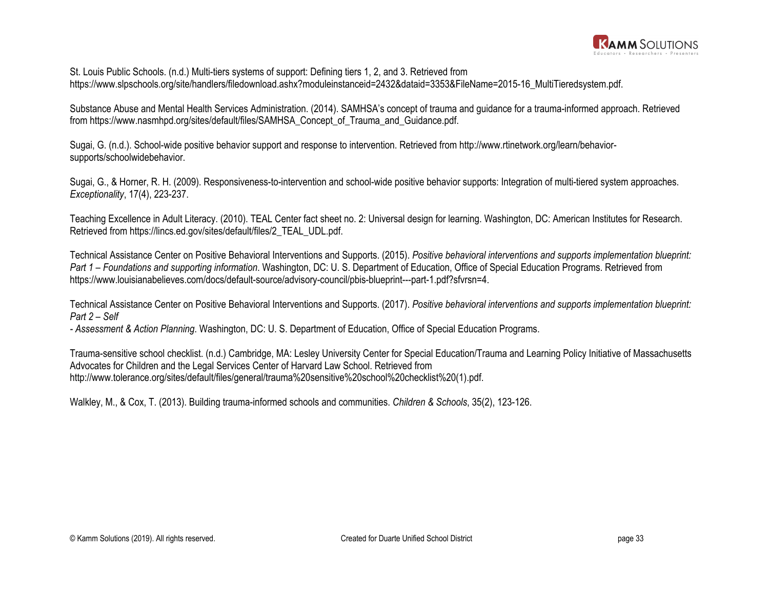St. Louis Public Schools. (n.d.) Multi-tiers systems of support: Defining tiers 1, 2, and 3. Retrieved from https://www.slpschools.org/site/handlers/filedownload.ashx?moduleinstanceid=2432&dataid=3353&FileName=2015-16_MultiTieredsystem.pdf.

Substance Abuse and Mental Health Services Administration. (2014). SAMHSA's concept of trauma and guidance for a trauma-informed approach. Retrieved from https://www.nasmhpd.org/sites/default/files/SAMHSA_Concept_of_Trauma_and_Guidance.pdf.

Sugai, G. (n.d.). School-wide positive behavior support and response to intervention. Retrieved from http://www.rtinetwork.org/learn/behavior-supports/schoolwidebehavior.

Sugai, G., & Horner, R. H. (2009). Responsiveness-to-intervention and school-wide positive behavior supports: Integration of multi-tiered system approaches. *Exceptionality*, 17(4), 223-237.

Teaching Excellence in Adult Literacy. (2010). TEAL Center fact sheet no. 2: Universal design for learning. Washington, DC: American Institutes for Research. Retrieved from https://lincs.ed.gov/sites/default/files/2_TEAL_UDL.pdf.

Technical Assistance Center on Positive Behavioral Interventions and Supports. (2015). *Positive behavioral interventions and supports implementation blueprint: Part 1 – Foundations and supporting information*. Washington, DC: U. S. Department of Education, Office of Special Education Programs. Retrieved from https://www.louisianabelieves.com/docs/default-source/advisory-council/pbis-blueprint---part-1.pdf?sfvrsn=4.

Technical Assistance Center on Positive Behavioral Interventions and Supports. (2017). *Positive behavioral interventions and supports implementation blueprint: Part 2 – Self - Assessment & Action Planning*. Washington, DC: U. S. Department of Education, Office of Special Education Programs.

Trauma-sensitive school checklist. (n.d.) Cambridge, MA: Lesley University Center for Special Education/Trauma and Learning Policy Initiative of Massachusetts Advocates for Children and the Legal Services Center of Harvard Law School. Retrieved from http://www.tolerance.org/sites/default/files/general/trauma%20sensitive%20school%20checklist%20(1).pdf.

Walkley, M., & Cox, T. (2013). Building trauma-informed schools and communities. *Children & Schools*, 35(2), 123-126.